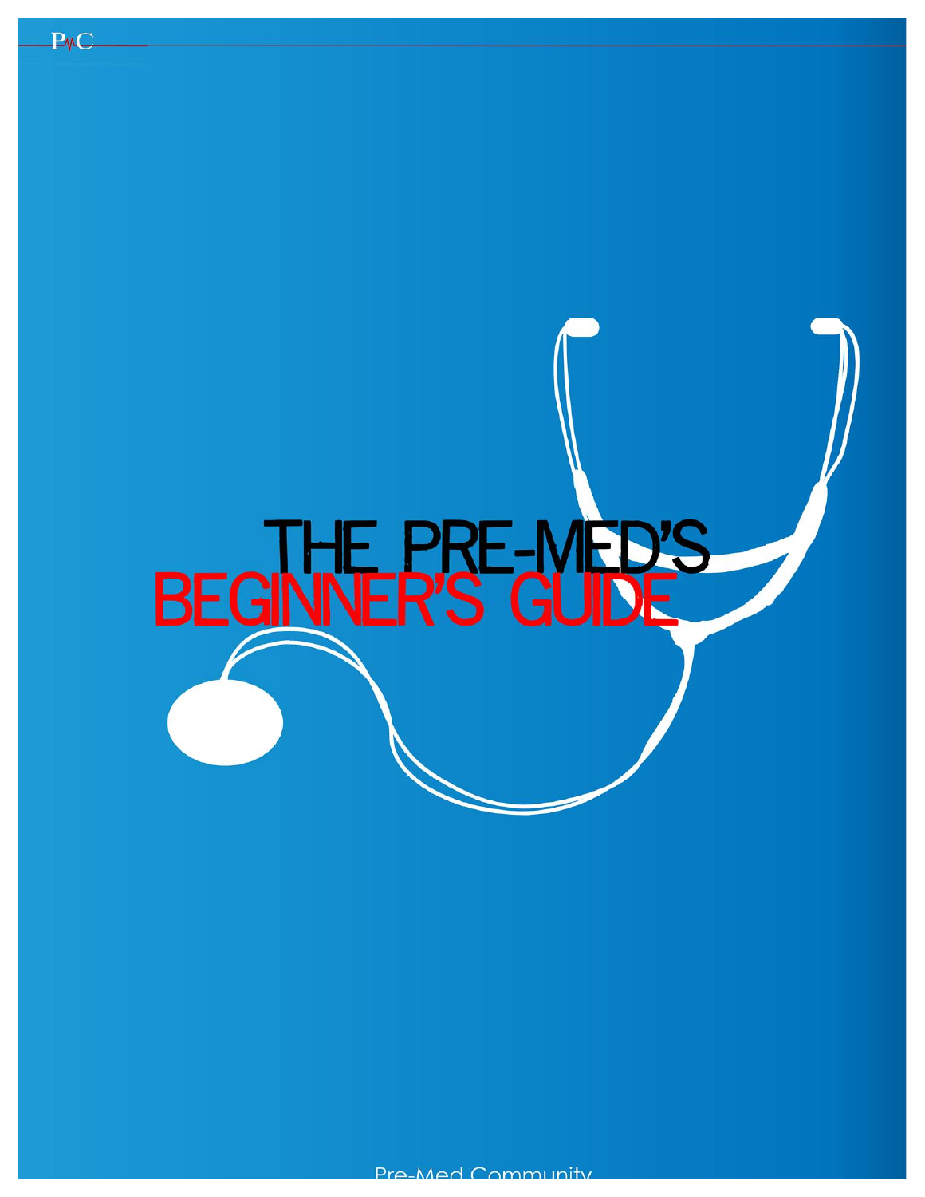# THE PRE-MED'S BEGINNER'S GUIDE

Pre-Med Community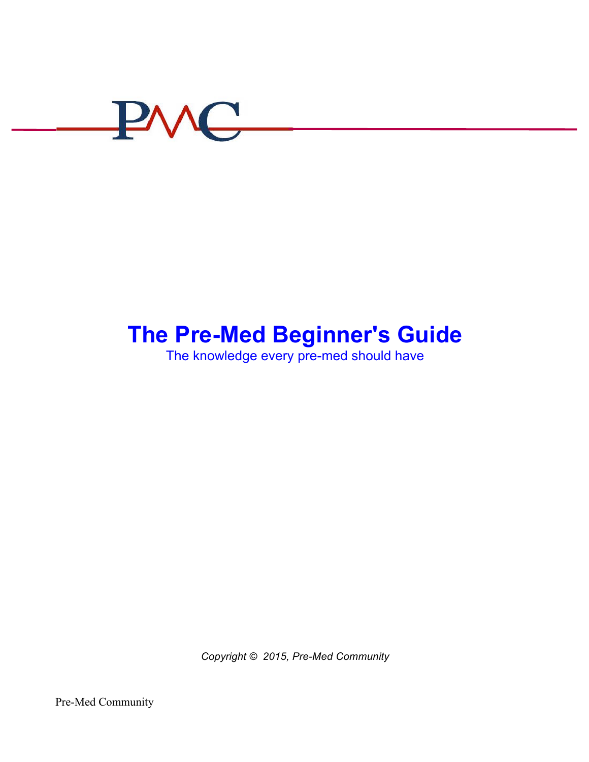PMC

# The Pre-Med Beginner's Guide

The knowledge every pre-med should have

*Copyright © 2015, Pre-Med Community*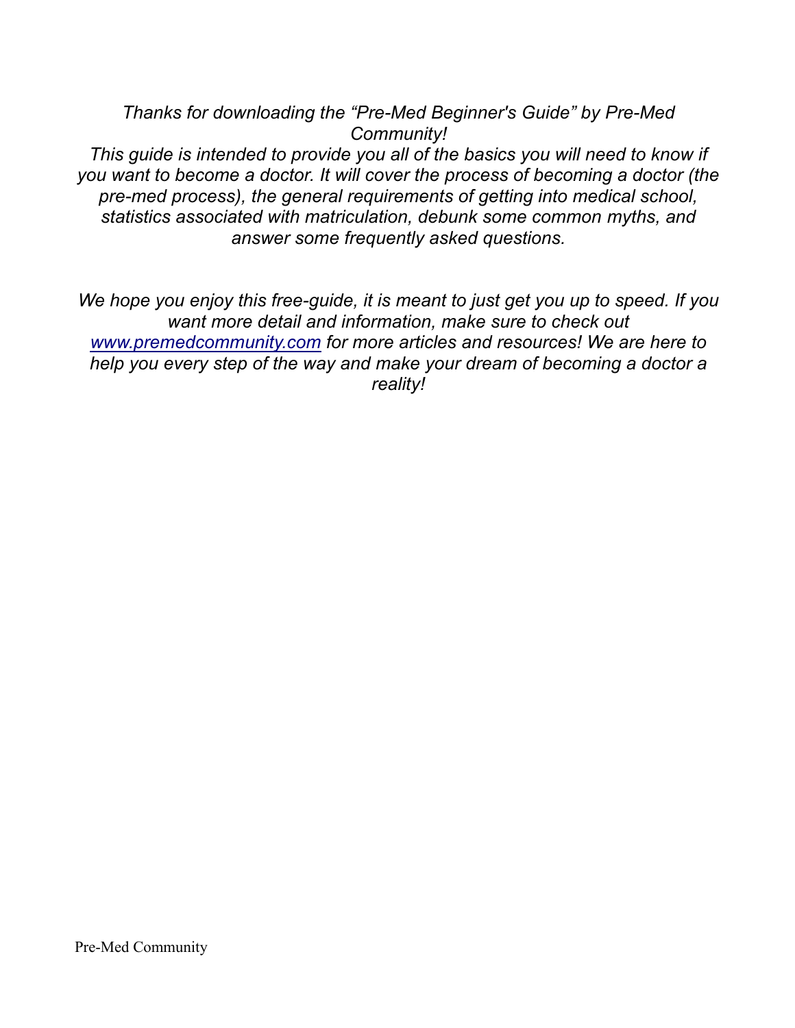*Thanks for downloading the "Pre-Med Beginner's Guide" by Pre-Med Community!*

*This guide is intended to provide you all of the basics you will need to know if you want to become a doctor. It will cover the process of becoming a doctor (the pre-med process), the general requirements of getting into medical school, statistics associated with matriculation, debunk some common myths, and answer some frequently asked questions.*

*We hope you enjoy this free-guide, it is meant to just get you up to speed. If you want more detail and information, make sure to check out [www.premedcommunity.com](http://www.premedcommunity.com) for more articles and resources! We are here to help you every step of the way and make your dream of becoming a doctor a reality!*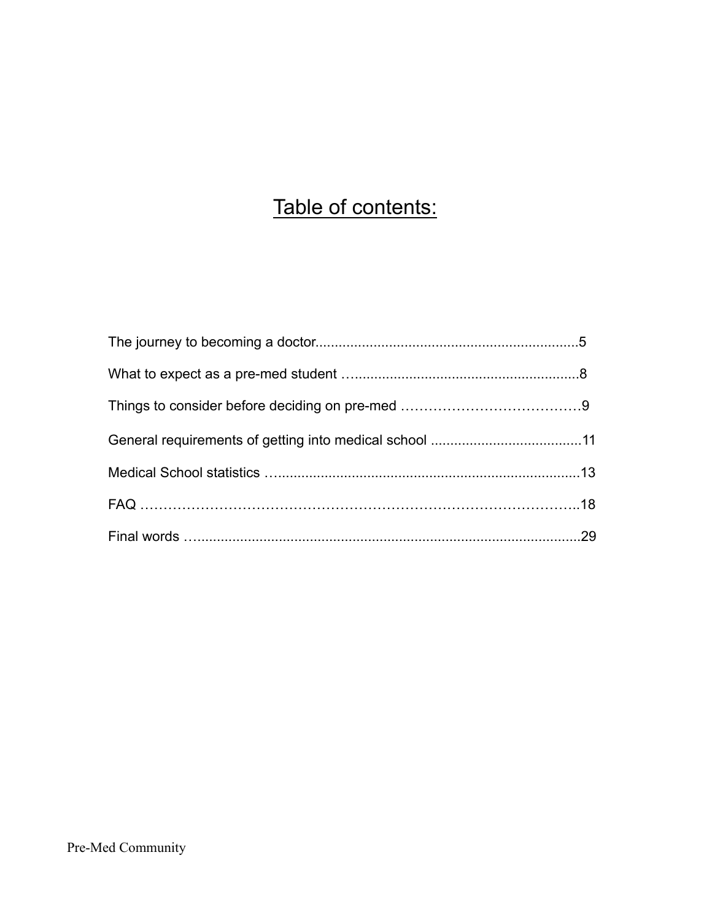# Table of contents:

The journey to becoming a doctor....................................................................5

What to expect as a pre-med student …..........................................................8

Things to consider before deciding on pre-med ……………………………….9

General requirements of getting into medical school .......................................11

Medical School statistics …..............................................................................13

FAQ ……………………………………………………………………………..18

Final words ….....................................................................................................29

Pre-Med Community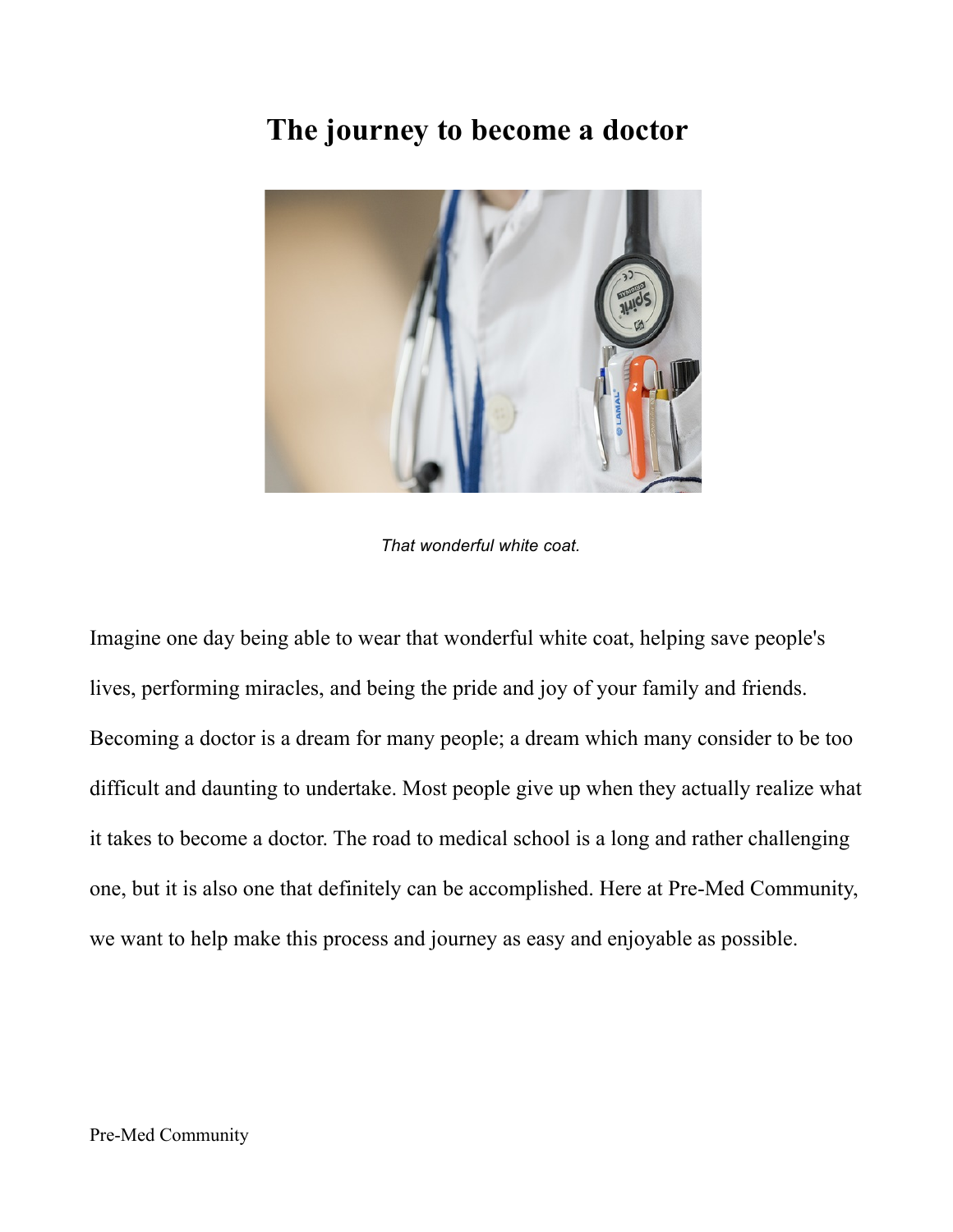# The journey to become a doctor

*That wonderful white coat.*

Imagine one day being able to wear that wonderful white coat, helping save people's lives, performing miracles, and being the pride and joy of your family and friends. Becoming a doctor is a dream for many people; a dream which many consider to be too difficult and daunting to undertake. Most people give up when they actually realize what it takes to become a doctor. The road to medical school is a long and rather challenging one, but it is also one that definitely can be accomplished. Here at Pre-Med Community, we want to help make this process and journey as easy and enjoyable as possible.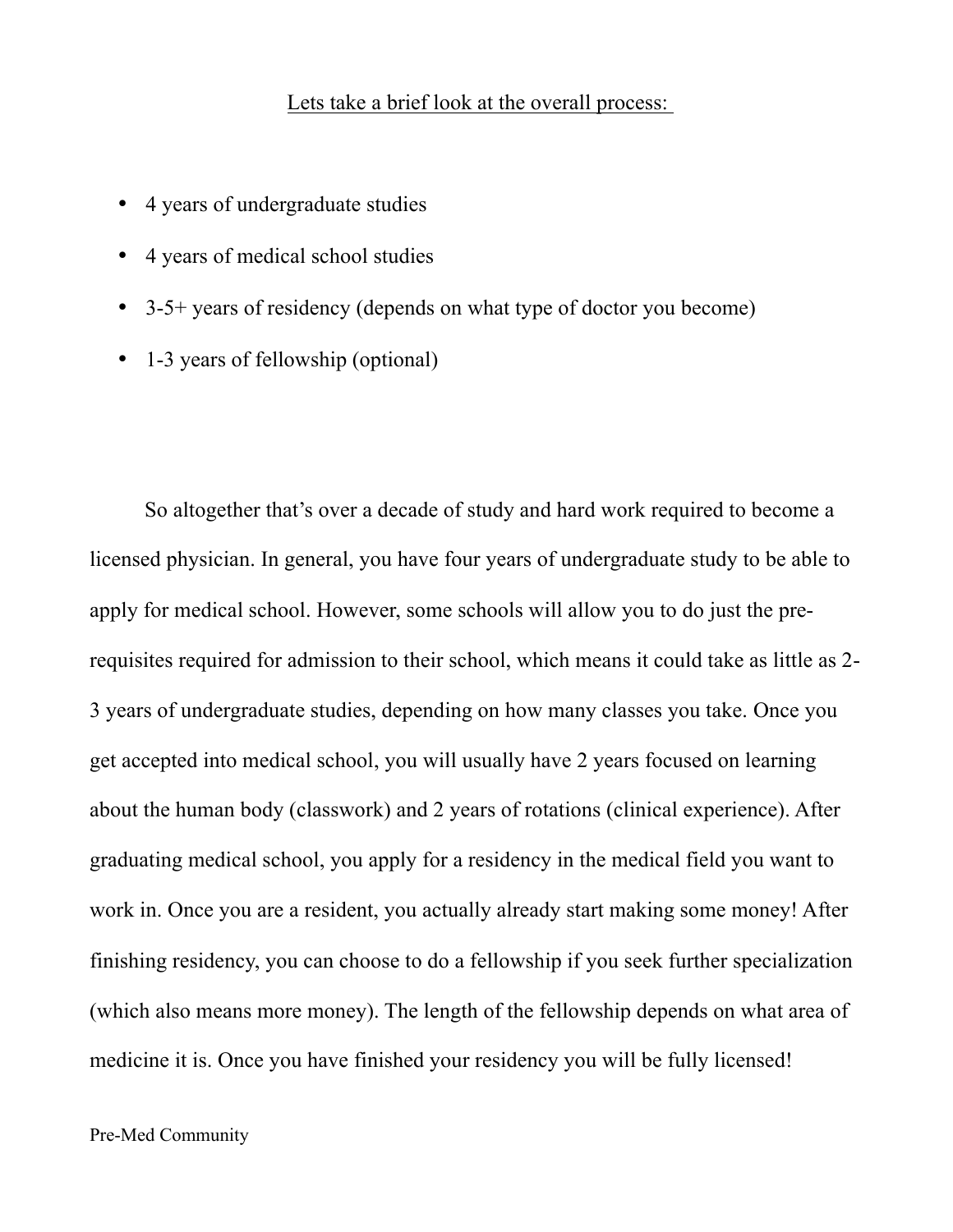<u>Lets take a brief look at the overall process:</u>

- 4 years of undergraduate studies
- 4 years of medical school studies
- 3-5+ years of residency (depends on what type of doctor you become)
- 1-3 years of fellowship (optional)

So altogether that's over a decade of study and hard work required to become a licensed physician. In general, you have four years of undergraduate study to be able to apply for medical school. However, some schools will allow you to do just the pre-requisites required for admission to their school, which means it could take as little as 2-3 years of undergraduate studies, depending on how many classes you take. Once you get accepted into medical school, you will usually have 2 years focused on learning about the human body (classwork) and 2 years of rotations (clinical experience). After graduating medical school, you apply for a residency in the medical field you want to work in. Once you are a resident, you actually already start making some money! After finishing residency, you can choose to do a fellowship if you seek further specialization (which also means more money). The length of the fellowship depends on what area of medicine it is. Once you have finished your residency you will be fully licensed!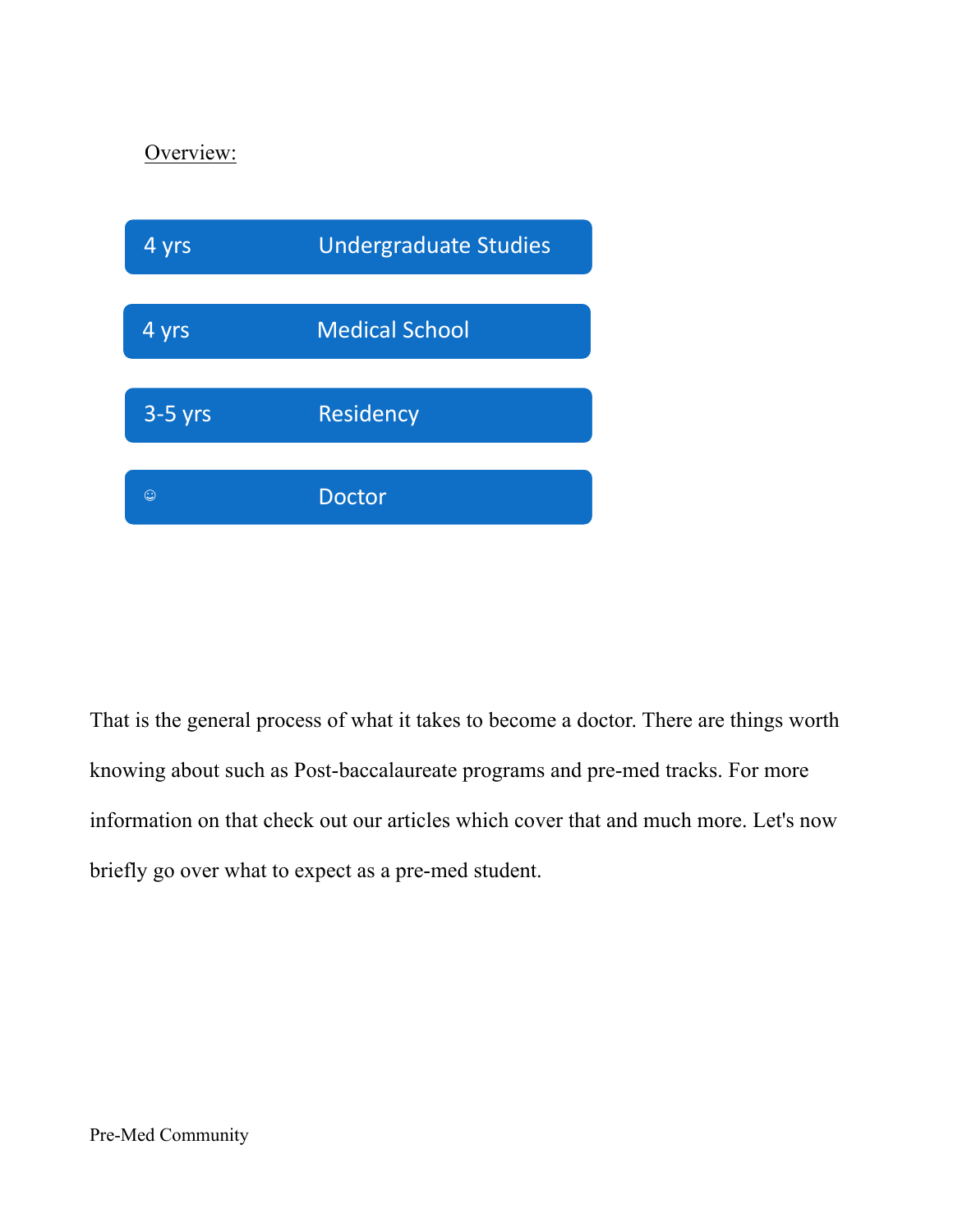Overview:

| | |
|---|---|
| 4 yrs | Undergraduate Studies |
| 4 yrs | Medical School |
| 3-5 yrs | Residency |
| ☺ | Doctor |

That is the general process of what it takes to become a doctor. There are things worth knowing about such as Post-baccalaureate programs and pre-med tracks. For more information on that check out our articles which cover that and much more. Let's now briefly go over what to expect as a pre-med student.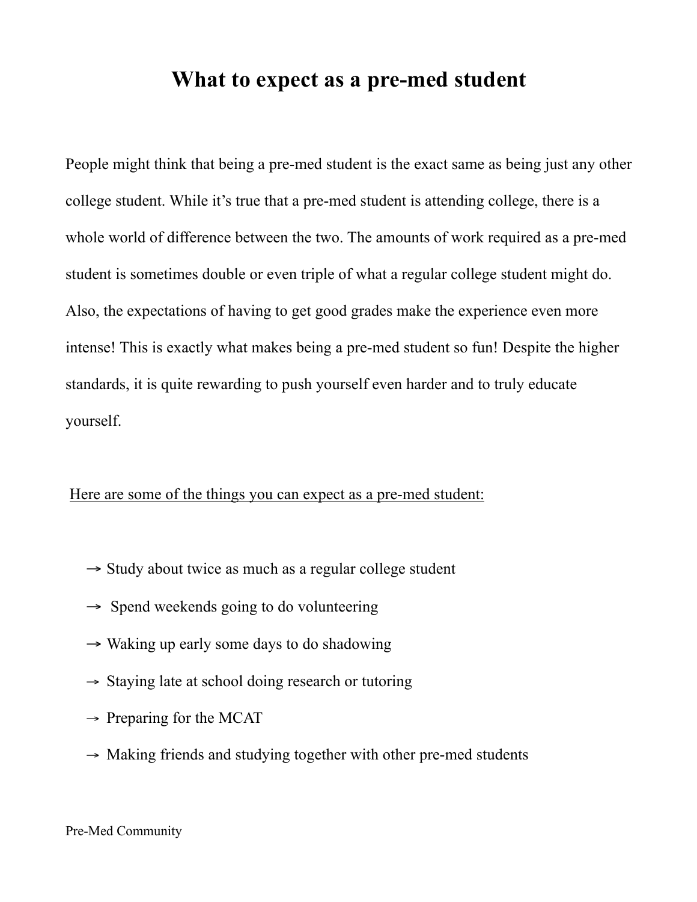# What to expect as a pre-med student

People might think that being a pre-med student is the exact same as being just any other college student. While it's true that a pre-med student is attending college, there is a whole world of difference between the two. The amounts of work required as a pre-med student is sometimes double or even triple of what a regular college student might do. Also, the expectations of having to get good grades make the experience even more intense! This is exactly what makes being a pre-med student so fun! Despite the higher standards, it is quite rewarding to push yourself even harder and to truly educate yourself.

<u>Here are some of the things you can expect as a pre-med student:</u>

→ Study about twice as much as a regular college student

→ Spend weekends going to do volunteering

→ Waking up early some days to do shadowing

→ Staying late at school doing research or tutoring

→ Preparing for the MCAT

→ Making friends and studying together with other pre-med students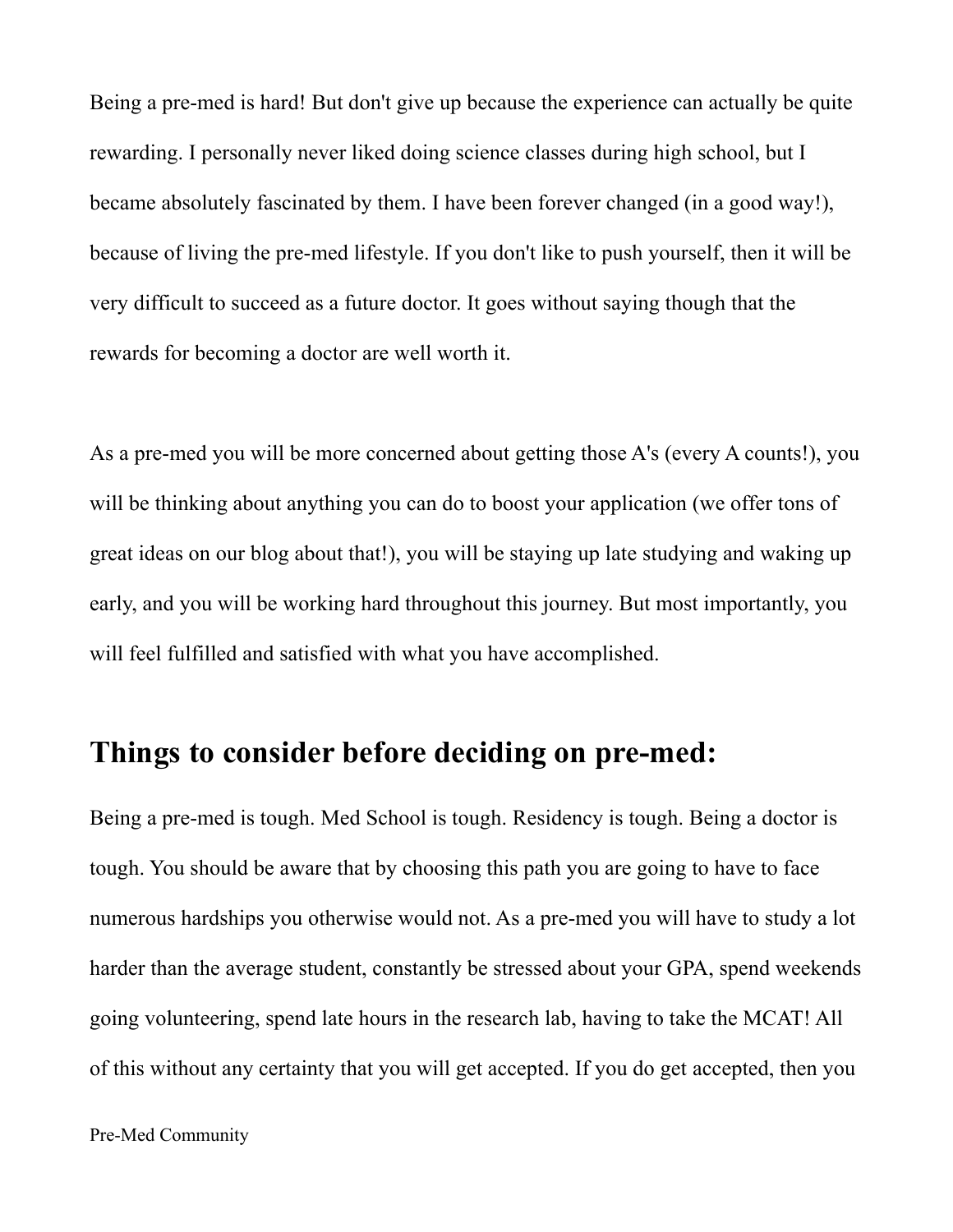Being a pre-med is hard! But don't give up because the experience can actually be quite rewarding. I personally never liked doing science classes during high school, but I became absolutely fascinated by them. I have been forever changed (in a good way!), because of living the pre-med lifestyle. If you don't like to push yourself, then it will be very difficult to succeed as a future doctor. It goes without saying though that the rewards for becoming a doctor are well worth it.

As a pre-med you will be more concerned about getting those A's (every A counts!), you will be thinking about anything you can do to boost your application (we offer tons of great ideas on our blog about that!), you will be staying up late studying and waking up early, and you will be working hard throughout this journey. But most importantly, you will feel fulfilled and satisfied with what you have accomplished.

## Things to consider before deciding on pre-med:

Being a pre-med is tough. Med School is tough. Residency is tough. Being a doctor is tough. You should be aware that by choosing this path you are going to have to face numerous hardships you otherwise would not. As a pre-med you will have to study a lot harder than the average student, constantly be stressed about your GPA, spend weekends going volunteering, spend late hours in the research lab, having to take the MCAT! All of this without any certainty that you will get accepted. If you do get accepted, then you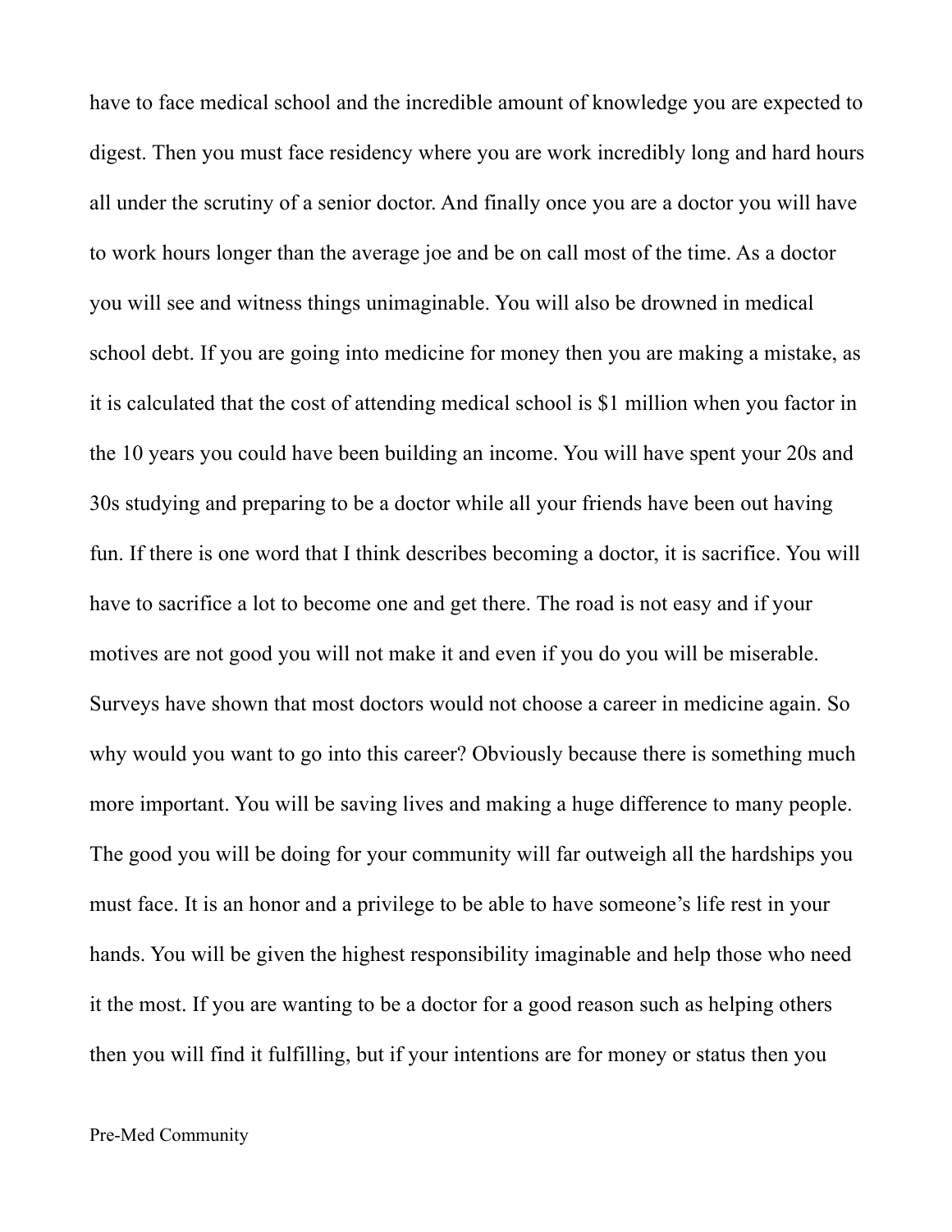have to face medical school and the incredible amount of knowledge you are expected to digest. Then you must face residency where you are work incredibly long and hard hours all under the scrutiny of a senior doctor. And finally once you are a doctor you will have to work hours longer than the average joe and be on call most of the time. As a doctor you will see and witness things unimaginable. You will also be drowned in medical school debt. If you are going into medicine for money then you are making a mistake, as it is calculated that the cost of attending medical school is $1 million when you factor in the 10 years you could have been building an income. You will have spent your 20s and 30s studying and preparing to be a doctor while all your friends have been out having fun. If there is one word that I think describes becoming a doctor, it is sacrifice. You will have to sacrifice a lot to become one and get there. The road is not easy and if your motives are not good you will not make it and even if you do you will be miserable. Surveys have shown that most doctors would not choose a career in medicine again. So why would you want to go into this career? Obviously because there is something much more important. You will be saving lives and making a huge difference to many people. The good you will be doing for your community will far outweigh all the hardships you must face. It is an honor and a privilege to be able to have someone's life rest in your hands. You will be given the highest responsibility imaginable and help those who need it the most. If you are wanting to be a doctor for a good reason such as helping others then you will find it fulfilling, but if your intentions are for money or status then you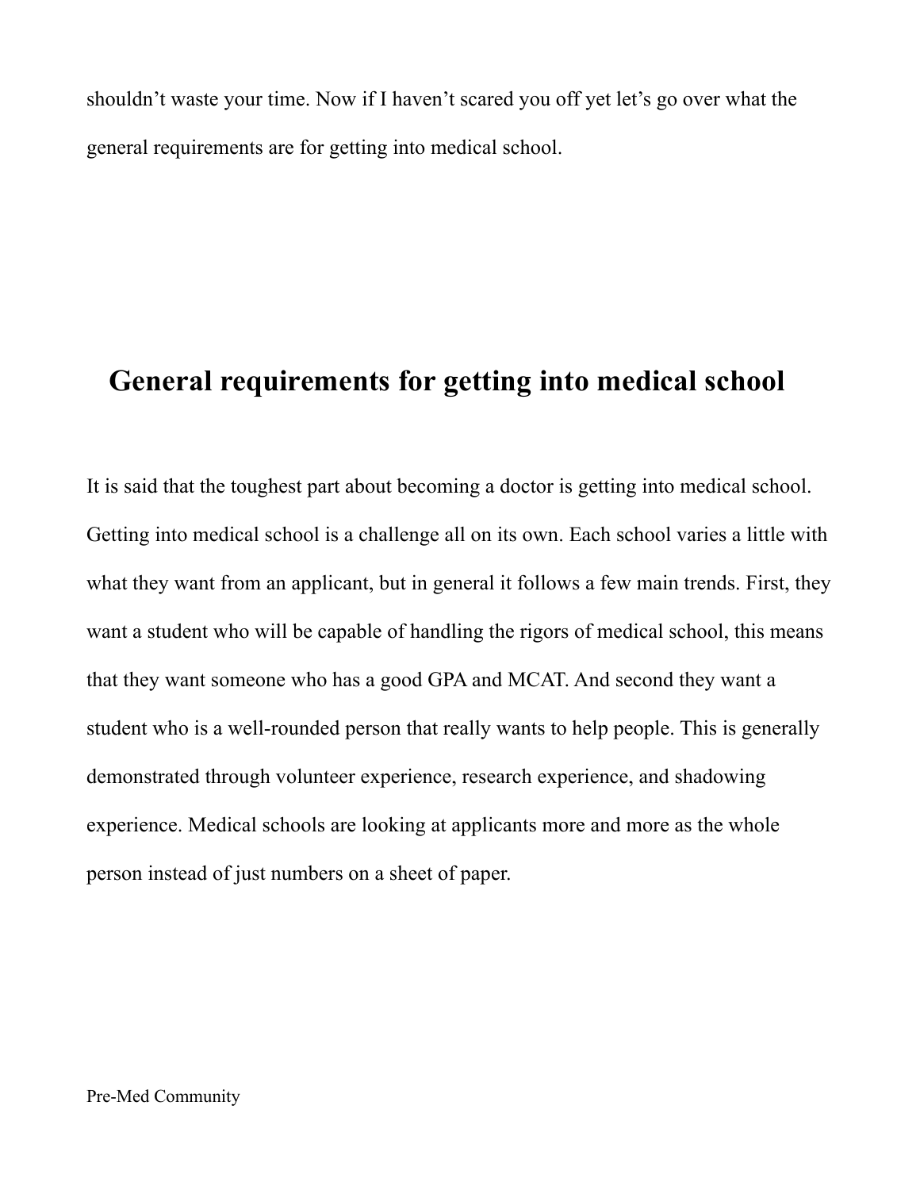shouldn't waste your time. Now if I haven't scared you off yet let's go over what the general requirements are for getting into medical school.

## General requirements for getting into medical school

It is said that the toughest part about becoming a doctor is getting into medical school. Getting into medical school is a challenge all on its own. Each school varies a little with what they want from an applicant, but in general it follows a few main trends. First, they want a student who will be capable of handling the rigors of medical school, this means that they want someone who has a good GPA and MCAT. And second they want a student who is a well-rounded person that really wants to help people. This is generally demonstrated through volunteer experience, research experience, and shadowing experience. Medical schools are looking at applicants more and more as the whole person instead of just numbers on a sheet of paper.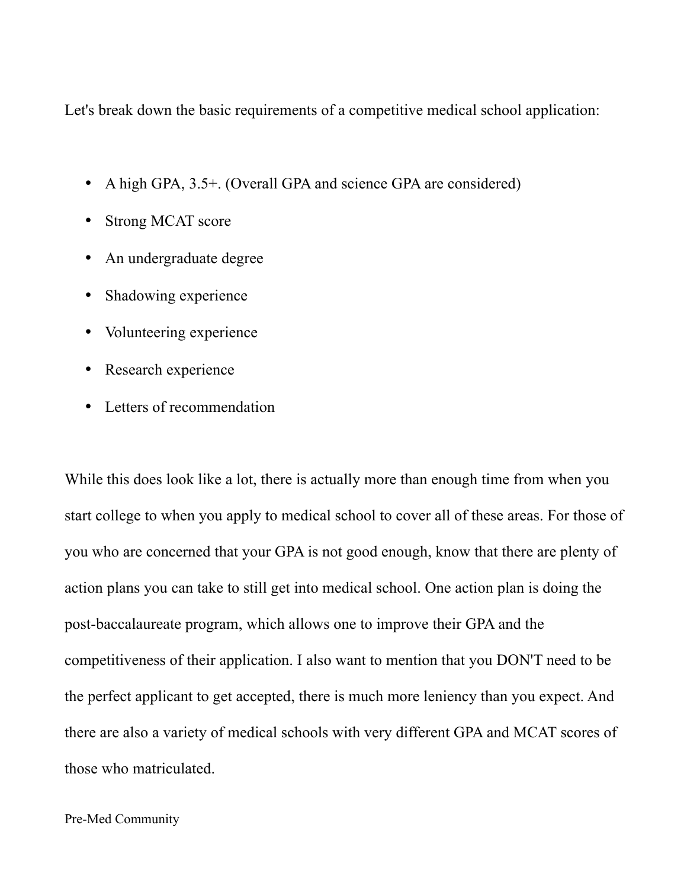Let's break down the basic requirements of a competitive medical school application:

- A high GPA, 3.5+. (Overall GPA and science GPA are considered)
- Strong MCAT score
- An undergraduate degree
- Shadowing experience
- Volunteering experience
- Research experience
- Letters of recommendation

While this does look like a lot, there is actually more than enough time from when you start college to when you apply to medical school to cover all of these areas. For those of you who are concerned that your GPA is not good enough, know that there are plenty of action plans you can take to still get into medical school. One action plan is doing the post-baccalaureate program, which allows one to improve their GPA and the competitiveness of their application. I also want to mention that you DON'T need to be the perfect applicant to get accepted, there is much more leniency than you expect. And there are also a variety of medical schools with very different GPA and MCAT scores of those who matriculated.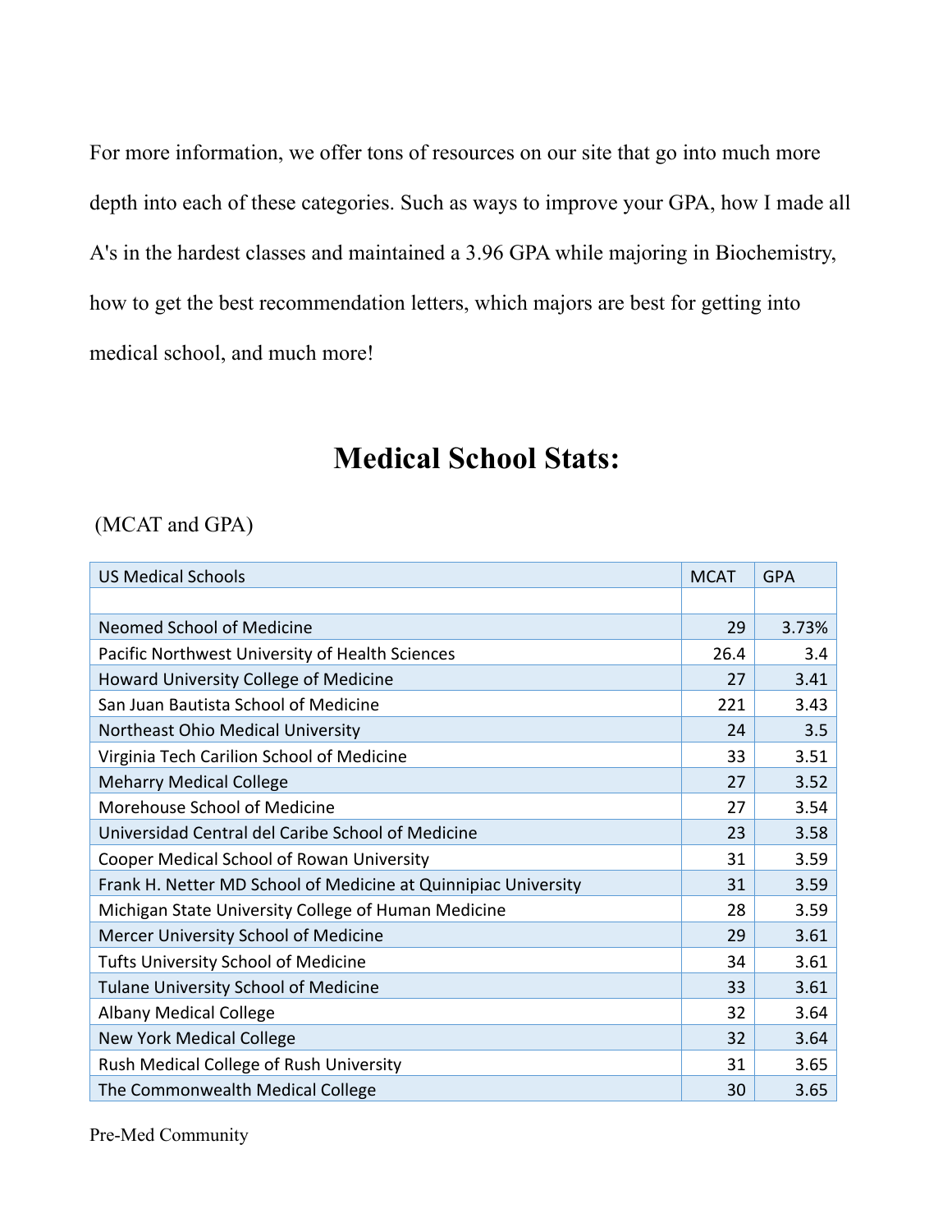For more information, we offer tons of resources on our site that go into much more depth into each of these categories. Such as ways to improve your GPA, how I made all A's in the hardest classes and maintained a 3.96 GPA while majoring in Biochemistry, how to get the best recommendation letters, which majors are best for getting into medical school, and much more!

# Medical School Stats:

(MCAT and GPA)

| US Medical Schools | MCAT | GPA |
|---|---|---|
| | | |
| Neomed School of Medicine | 29 | 3.73% |
| Pacific Northwest University of Health Sciences | 26.4 | 3.4 |
| Howard University College of Medicine | 27 | 3.41 |
| San Juan Bautista School of Medicine | 221 | 3.43 |
| Northeast Ohio Medical University | 24 | 3.5 |
| Virginia Tech Carilion School of Medicine | 33 | 3.51 |
| Meharry Medical College | 27 | 3.52 |
| Morehouse School of Medicine | 27 | 3.54 |
| Universidad Central del Caribe School of Medicine | 23 | 3.58 |
| Cooper Medical School of Rowan University | 31 | 3.59 |
| Frank H. Netter MD School of Medicine at Quinnipiac University | 31 | 3.59 |
| Michigan State University College of Human Medicine | 28 | 3.59 |
| Mercer University School of Medicine | 29 | 3.61 |
| Tufts University School of Medicine | 34 | 3.61 |
| Tulane University School of Medicine | 33 | 3.61 |
| Albany Medical College | 32 | 3.64 |
| New York Medical College | 32 | 3.64 |
| Rush Medical College of Rush University | 31 | 3.65 |
| The Commonwealth Medical College | 30 | 3.65 |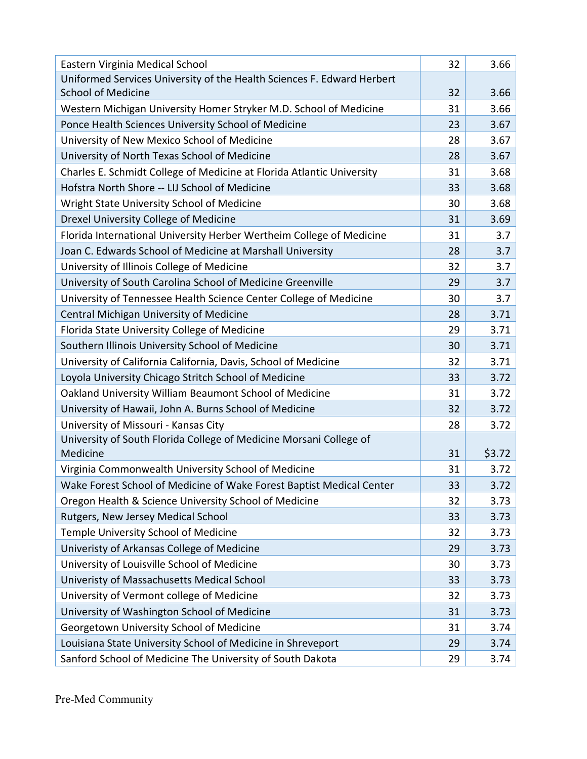| | | |
|---|---|---|
| Eastern Virginia Medical School | 32 | 3.66 |
| Uniformed Services University of the Health Sciences F. Edward Herbert School of Medicine | 32 | 3.66 |
| Western Michigan University Homer Stryker M.D. School of Medicine | 31 | 3.66 |
| Ponce Health Sciences University School of Medicine | 23 | 3.67 |
| University of New Mexico School of Medicine | 28 | 3.67 |
| University of North Texas School of Medicine | 28 | 3.67 |
| Charles E. Schmidt College of Medicine at Florida Atlantic University | 31 | 3.68 |
| Hofstra North Shore -- LIJ School of Medicine | 33 | 3.68 |
| Wright State University School of Medicine | 30 | 3.68 |
| Drexel University College of Medicine | 31 | 3.69 |
| Florida International University Herber Wertheim College of Medicine | 31 | 3.7 |
| Joan C. Edwards School of Medicine at Marshall University | 28 | 3.7 |
| University of Illinois College of Medicine | 32 | 3.7 |
| University of South Carolina School of Medicine Greenville | 29 | 3.7 |
| University of Tennessee Health Science Center College of Medicine | 30 | 3.7 |
| Central Michigan University of Medicine | 28 | 3.71 |
| Florida State University College of Medicine | 29 | 3.71 |
| Southern Illinois University School of Medicine | 30 | 3.71 |
| University of California California, Davis, School of Medicine | 32 | 3.71 |
| Loyola University Chicago Stritch School of Medicine | 33 | 3.72 |
| Oakland University William Beaumont School of Medicine | 31 | 3.72 |
| University of Hawaii, John A. Burns School of Medicine | 32 | 3.72 |
| University of Missouri - Kansas City | 28 | 3.72 |
| University of South Florida College of Medicine Morsani College of Medicine | 31 | $3.72 |
| Virginia Commonwealth University School of Medicine | 31 | 3.72 |
| Wake Forest School of Medicine of Wake Forest Baptist Medical Center | 33 | 3.72 |
| Oregon Health & Science University School of Medicine | 32 | 3.73 |
| Rutgers, New Jersey Medical School | 33 | 3.73 |
| Temple University School of Medicine | 32 | 3.73 |
| Univeristy of Arkansas College of Medicine | 29 | 3.73 |
| University of Louisville School of Medicine | 30 | 3.73 |
| Univeristy of Massachusetts Medical School | 33 | 3.73 |
| University of Vermont college of Medicine | 32 | 3.73 |
| University of Washington School of Medicine | 31 | 3.73 |
| Georgetown University School of Medicine | 31 | 3.74 |
| Louisiana State University School of Medicine in Shreveport | 29 | 3.74 |
| Sanford School of Medicine The University of South Dakota | 29 | 3.74 |

Pre-Med Community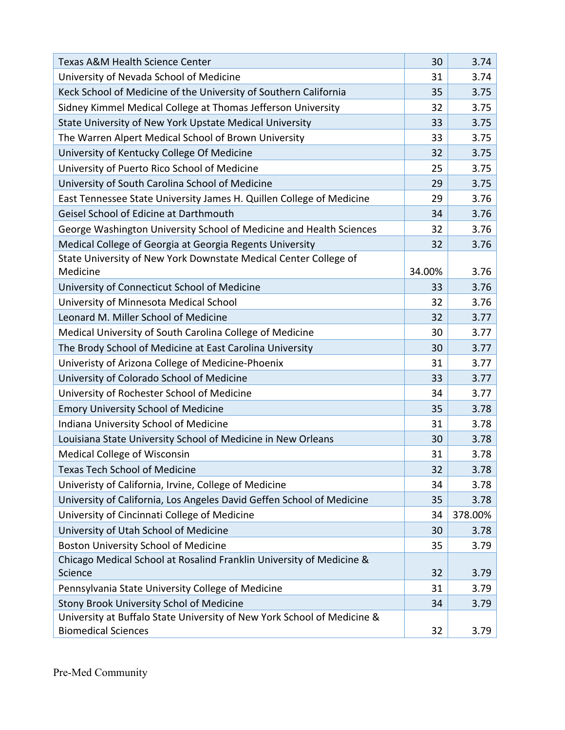| | | |
|---|---|---|
| Texas A&M Health Science Center | 30 | 3.74 |
| University of Nevada School of Medicine | 31 | 3.74 |
| Keck School of Medicine of the University of Southern California | 35 | 3.75 |
| Sidney Kimmel Medical College at Thomas Jefferson University | 32 | 3.75 |
| State University of New York Upstate Medical University | 33 | 3.75 |
| The Warren Alpert Medical School of Brown University | 33 | 3.75 |
| University of Kentucky College Of Medicine | 32 | 3.75 |
| University of Puerto Rico School of Medicine | 25 | 3.75 |
| University of South Carolina School of Medicine | 29 | 3.75 |
| East Tennessee State University James H. Quillen College of Medicine | 29 | 3.76 |
| Geisel School of Edicine at Darthmouth | 34 | 3.76 |
| George Washington University School of Medicine and Health Sciences | 32 | 3.76 |
| Medical College of Georgia at Georgia Regents University | 32 | 3.76 |
| State University of New York Downstate Medical Center College of Medicine | 34.00% | 3.76 |
| University of Connecticut School of Medicine | 33 | 3.76 |
| University of Minnesota Medical School | 32 | 3.76 |
| Leonard M. Miller School of Medicine | 32 | 3.77 |
| Medical University of South Carolina College of Medicine | 30 | 3.77 |
| The Brody School of Medicine at East Carolina University | 30 | 3.77 |
| Univeristy of Arizona College of Medicine-Phoenix | 31 | 3.77 |
| University of Colorado School of Medicine | 33 | 3.77 |
| University of Rochester School of Medicine | 34 | 3.77 |
| Emory University School of Medicine | 35 | 3.78 |
| Indiana University School of Medicine | 31 | 3.78 |
| Louisiana State University School of Medicine in New Orleans | 30 | 3.78 |
| Medical College of Wisconsin | 31 | 3.78 |
| Texas Tech School of Medicine | 32 | 3.78 |
| Univeristy of California, Irvine, College of Medicine | 34 | 3.78 |
| University of California, Los Angeles David Geffen School of Medicine | 35 | 3.78 |
| University of Cincinnati College of Medicine | 34 | 378.00% |
| University of Utah School of Medicine | 30 | 3.78 |
| Boston University School of Medicine | 35 | 3.79 |
| Chicago Medical School at Rosalind Franklin University of Medicine & Science | 32 | 3.79 |
| Pennsylvania State University College of Medicine | 31 | 3.79 |
| Stony Brook University Schol of Medicine | 34 | 3.79 |
| University at Buffalo State University of New York School of Medicine & Biomedical Sciences | 32 | 3.79 |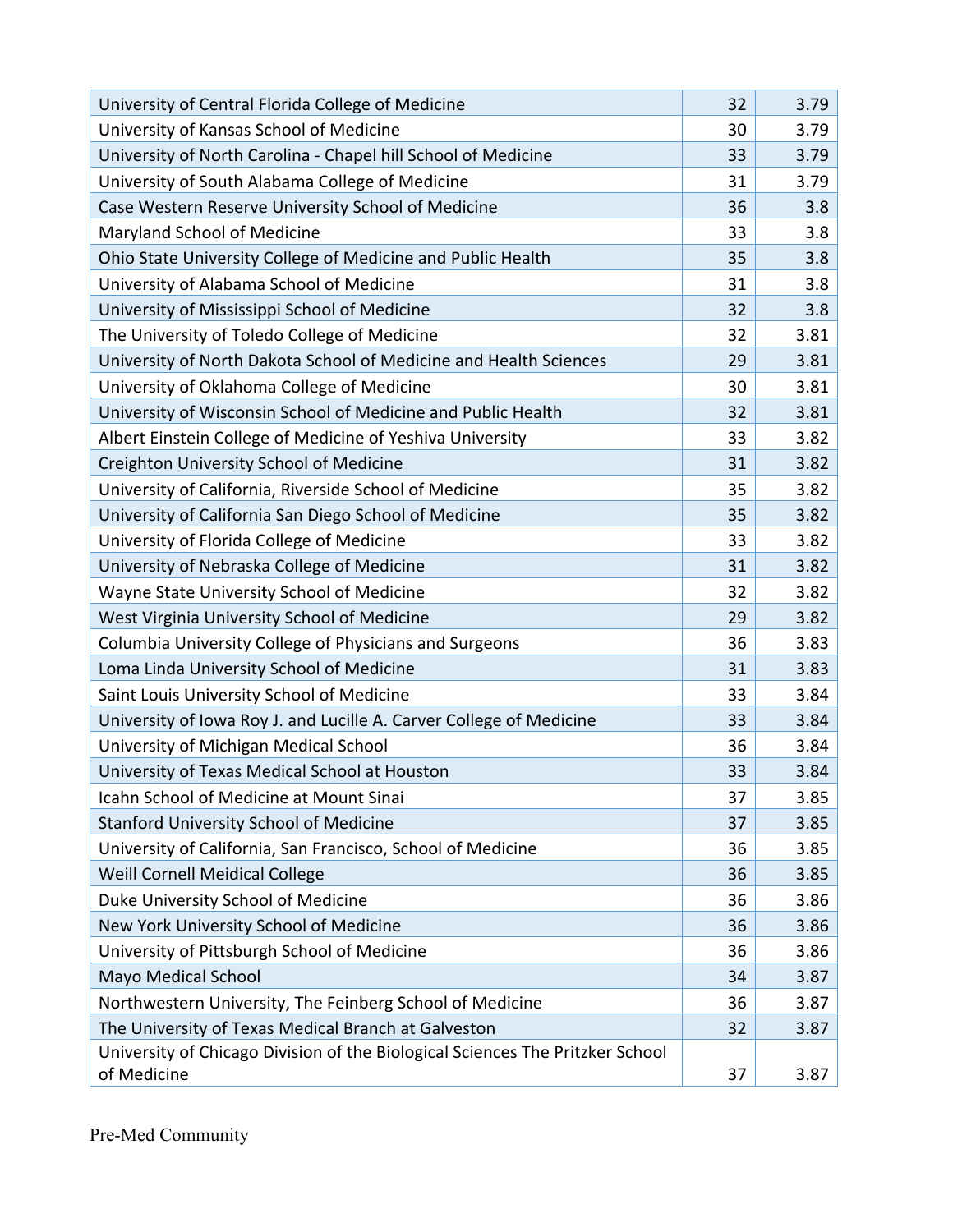| | | |
|---|---|---|
| University of Central Florida College of Medicine | 32 | 3.79 |
| University of Kansas School of Medicine | 30 | 3.79 |
| University of North Carolina - Chapel hill School of Medicine | 33 | 3.79 |
| University of South Alabama College of Medicine | 31 | 3.79 |
| Case Western Reserve University School of Medicine | 36 | 3.8 |
| Maryland School of Medicine | 33 | 3.8 |
| Ohio State University College of Medicine and Public Health | 35 | 3.8 |
| University of Alabama School of Medicine | 31 | 3.8 |
| University of Mississippi School of Medicine | 32 | 3.8 |
| The University of Toledo College of Medicine | 32 | 3.81 |
| University of North Dakota School of Medicine and Health Sciences | 29 | 3.81 |
| University of Oklahoma College of Medicine | 30 | 3.81 |
| University of Wisconsin School of Medicine and Public Health | 32 | 3.81 |
| Albert Einstein College of Medicine of Yeshiva University | 33 | 3.82 |
| Creighton University School of Medicine | 31 | 3.82 |
| University of California, Riverside School of Medicine | 35 | 3.82 |
| University of California San Diego School of Medicine | 35 | 3.82 |
| University of Florida College of Medicine | 33 | 3.82 |
| University of Nebraska College of Medicine | 31 | 3.82 |
| Wayne State University School of Medicine | 32 | 3.82 |
| West Virginia University School of Medicine | 29 | 3.82 |
| Columbia University College of Physicians and Surgeons | 36 | 3.83 |
| Loma Linda University School of Medicine | 31 | 3.83 |
| Saint Louis University School of Medicine | 33 | 3.84 |
| University of Iowa Roy J. and Lucille A. Carver College of Medicine | 33 | 3.84 |
| University of Michigan Medical School | 36 | 3.84 |
| University of Texas Medical School at Houston | 33 | 3.84 |
| Icahn School of Medicine at Mount Sinai | 37 | 3.85 |
| Stanford University School of Medicine | 37 | 3.85 |
| University of California, San Francisco, School of Medicine | 36 | 3.85 |
| Weill Cornell Meidical College | 36 | 3.85 |
| Duke University School of Medicine | 36 | 3.86 |
| New York University School of Medicine | 36 | 3.86 |
| University of Pittsburgh School of Medicine | 36 | 3.86 |
| Mayo Medical School | 34 | 3.87 |
| Northwestern University, The Feinberg School of Medicine | 36 | 3.87 |
| The University of Texas Medical Branch at Galveston | 32 | 3.87 |
| University of Chicago Division of the Biological Sciences The Pritzker School of Medicine | 37 | 3.87 |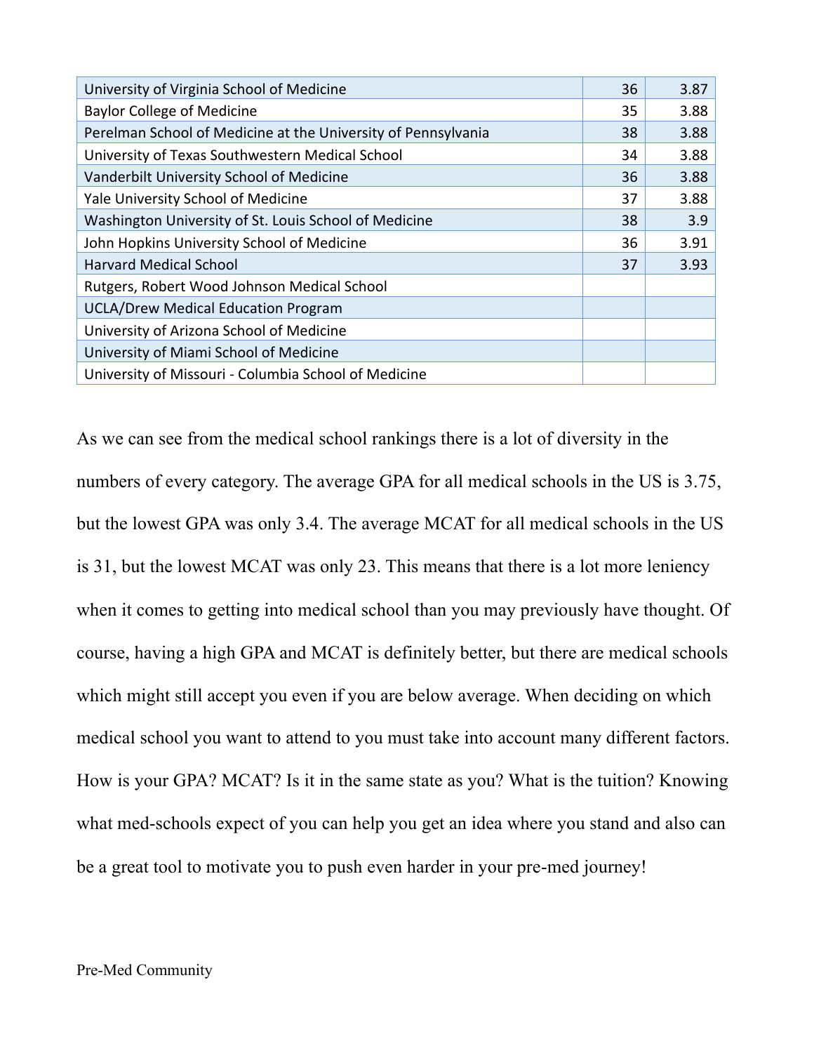| | | |
|---|---|---|
| University of Virginia School of Medicine | 36 | 3.87 |
| Baylor College of Medicine | 35 | 3.88 |
| Perelman School of Medicine at the University of Pennsylvania | 38 | 3.88 |
| University of Texas Southwestern Medical School | 34 | 3.88 |
| Vanderbilt University School of Medicine | 36 | 3.88 |
| Yale University School of Medicine | 37 | 3.88 |
| Washington University of St. Louis School of Medicine | 38 | 3.9 |
| John Hopkins University School of Medicine | 36 | 3.91 |
| Harvard Medical School | 37 | 3.93 |
| Rutgers, Robert Wood Johnson Medical School | | |
| UCLA/Drew Medical Education Program | | |
| University of Arizona School of Medicine | | |
| University of Miami School of Medicine | | |
| University of Missouri - Columbia School of Medicine | | |

As we can see from the medical school rankings there is a lot of diversity in the numbers of every category. The average GPA for all medical schools in the US is 3.75, but the lowest GPA was only 3.4. The average MCAT for all medical schools in the US is 31, but the lowest MCAT was only 23. This means that there is a lot more leniency when it comes to getting into medical school than you may previously have thought. Of course, having a high GPA and MCAT is definitely better, but there are medical schools which might still accept you even if you are below average. When deciding on which medical school you want to attend to you must take into account many different factors. How is your GPA? MCAT? Is it in the same state as you? What is the tuition? Knowing what med-schools expect of you can help you get an idea where you stand and also can be a great tool to motivate you to push even harder in your pre-med journey!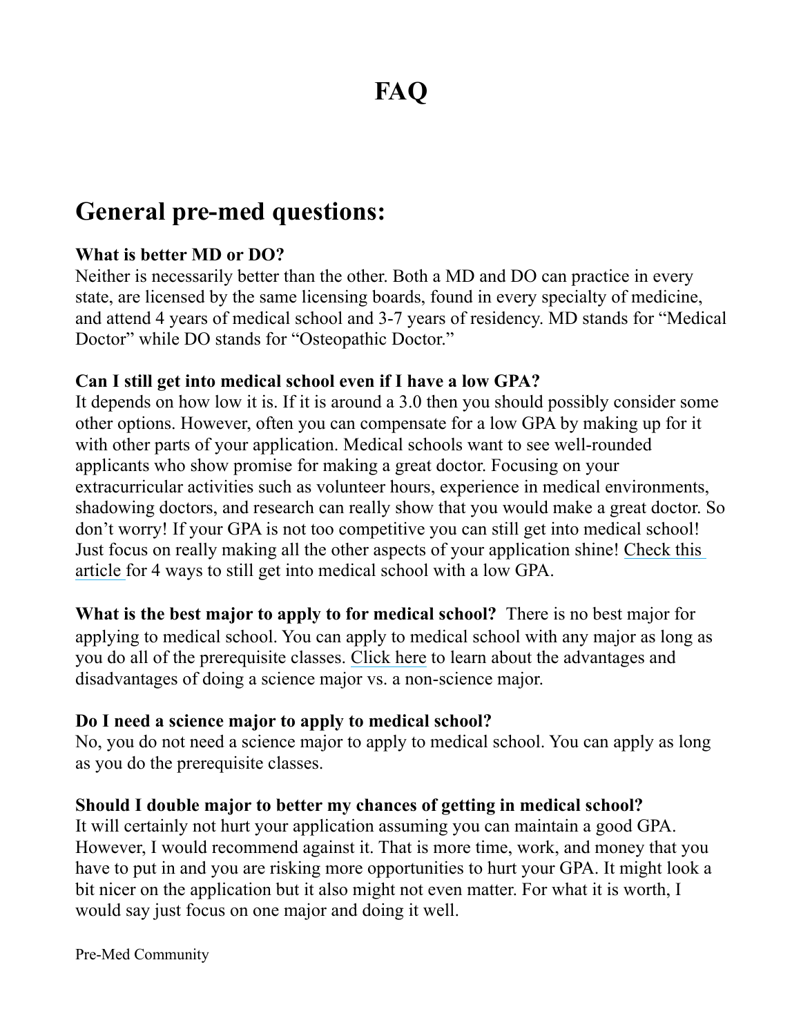# FAQ

## General pre-med questions:

**What is better MD or DO?**
Neither is necessarily better than the other. Both a MD and DO can practice in every state, are licensed by the same licensing boards, found in every specialty of medicine, and attend 4 years of medical school and 3-7 years of residency. MD stands for "Medical Doctor" while DO stands for "Osteopathic Doctor."

**Can I still get into medical school even if I have a low GPA?**
It depends on how low it is. If it is around a 3.0 then you should possibly consider some other options. However, often you can compensate for a low GPA by making up for it with other parts of your application. Medical schools want to see well-rounded applicants who show promise for making a great doctor. Focusing on your extracurricular activities such as volunteer hours, experience in medical environments, shadowing doctors, and research can really show that you would make a great doctor. So don't worry! If your GPA is not too competitive you can still get into medical school! Just focus on really making all the other aspects of your application shine! Check this article for 4 ways to still get into medical school with a low GPA.

**What is the best major to apply to for medical school?** There is no best major for applying to medical school. You can apply to medical school with any major as long as you do all of the prerequisite classes. Click here to learn about the advantages and disadvantages of doing a science major vs. a non-science major.

**Do I need a science major to apply to medical school?**
No, you do not need a science major to apply to medical school. You can apply as long as you do the prerequisite classes.

**Should I double major to better my chances of getting in medical school?**
It will certainly not hurt your application assuming you can maintain a good GPA. However, I would recommend against it. That is more time, work, and money that you have to put in and you are risking more opportunities to hurt your GPA. It might look a bit nicer on the application but it also might not even matter. For what it is worth, I would say just focus on one major and doing it well.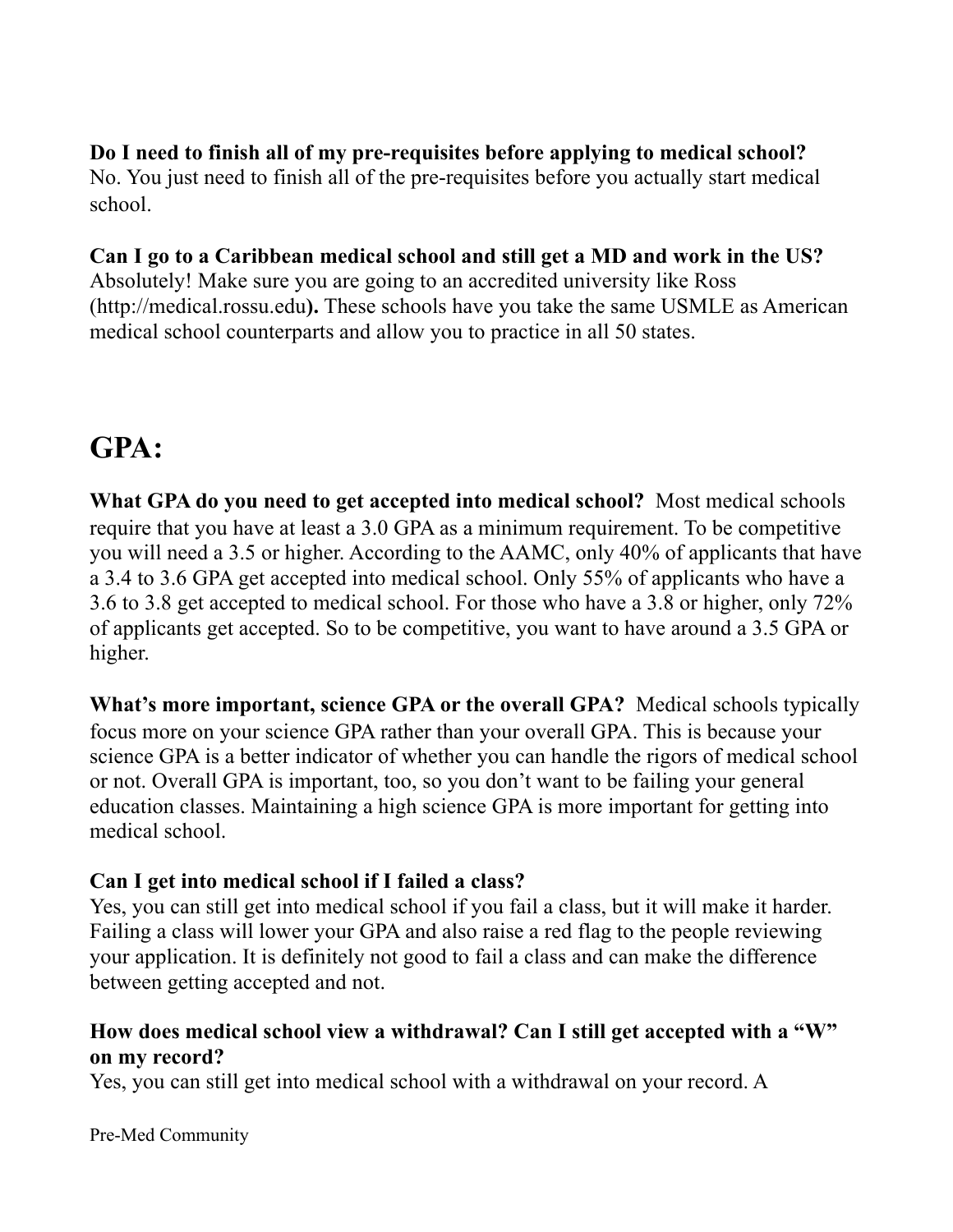**Do I need to finish all of my pre-requisites before applying to medical school?**
No. You just need to finish all of the pre-requisites before you actually start medical school.

**Can I go to a Caribbean medical school and still get a MD and work in the US?**
Absolutely! Make sure you are going to an accredited university like Ross (http://medical.rossu.edu**).** These schools have you take the same USMLE as American medical school counterparts and allow you to practice in all 50 states.

# GPA:

**What GPA do you need to get accepted into medical school?** Most medical schools require that you have at least a 3.0 GPA as a minimum requirement. To be competitive you will need a 3.5 or higher. According to the AAMC, only 40% of applicants that have a 3.4 to 3.6 GPA get accepted into medical school. Only 55% of applicants who have a 3.6 to 3.8 get accepted to medical school. For those who have a 3.8 or higher, only 72% of applicants get accepted. So to be competitive, you want to have around a 3.5 GPA or higher.

**What's more important, science GPA or the overall GPA?** Medical schools typically focus more on your science GPA rather than your overall GPA. This is because your science GPA is a better indicator of whether you can handle the rigors of medical school or not. Overall GPA is important, too, so you don't want to be failing your general education classes. Maintaining a high science GPA is more important for getting into medical school.

**Can I get into medical school if I failed a class?**
Yes, you can still get into medical school if you fail a class, but it will make it harder. Failing a class will lower your GPA and also raise a red flag to the people reviewing your application. It is definitely not good to fail a class and can make the difference between getting accepted and not.

**How does medical school view a withdrawal? Can I still get accepted with a "W" on my record?**
Yes, you can still get into medical school with a withdrawal on your record. A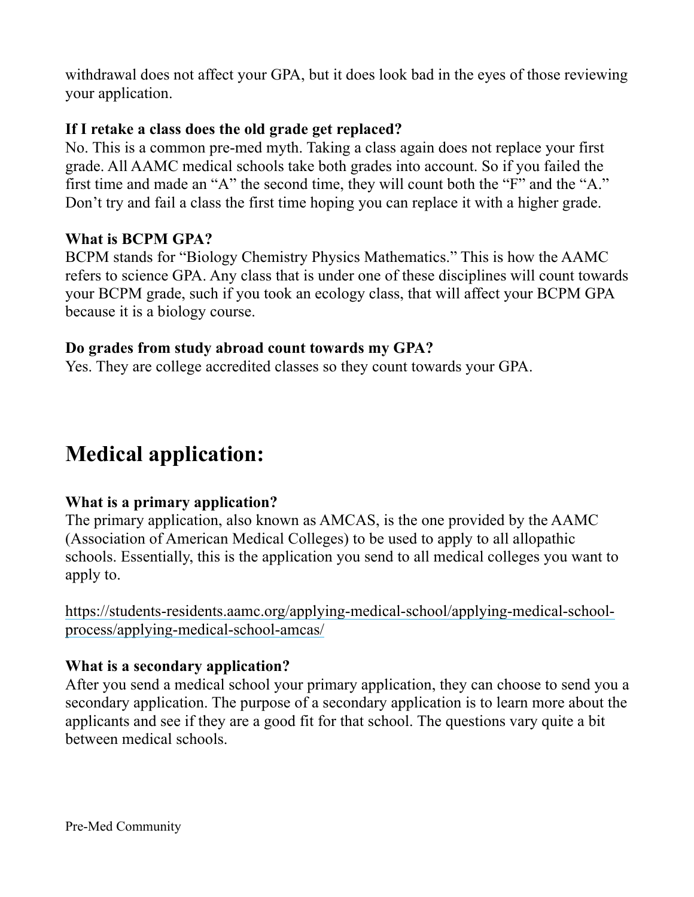withdrawal does not affect your GPA, but it does look bad in the eyes of those reviewing your application.

**If I retake a class does the old grade get replaced?**
No. This is a common pre-med myth. Taking a class again does not replace your first grade. All AAMC medical schools take both grades into account. So if you failed the first time and made an "A" the second time, they will count both the "F" and the "A." Don't try and fail a class the first time hoping you can replace it with a higher grade.

**What is BCPM GPA?**
BCPM stands for "Biology Chemistry Physics Mathematics." This is how the AAMC refers to science GPA. Any class that is under one of these disciplines will count towards your BCPM grade, such if you took an ecology class, that will affect your BCPM GPA because it is a biology course.

**Do grades from study abroad count towards my GPA?**
Yes. They are college accredited classes so they count towards your GPA.

# Medical application:

**What is a primary application?**
The primary application, also known as AMCAS, is the one provided by the AAMC (Association of American Medical Colleges) to be used to apply to all allopathic schools. Essentially, this is the application you send to all medical colleges you want to apply to.

https://students-residents.aamc.org/applying-medical-school/applying-medical-school-process/applying-medical-school-amcas/

**What is a secondary application?**
After you send a medical school your primary application, they can choose to send you a secondary application. The purpose of a secondary application is to learn more about the applicants and see if they are a good fit for that school. The questions vary quite a bit between medical schools.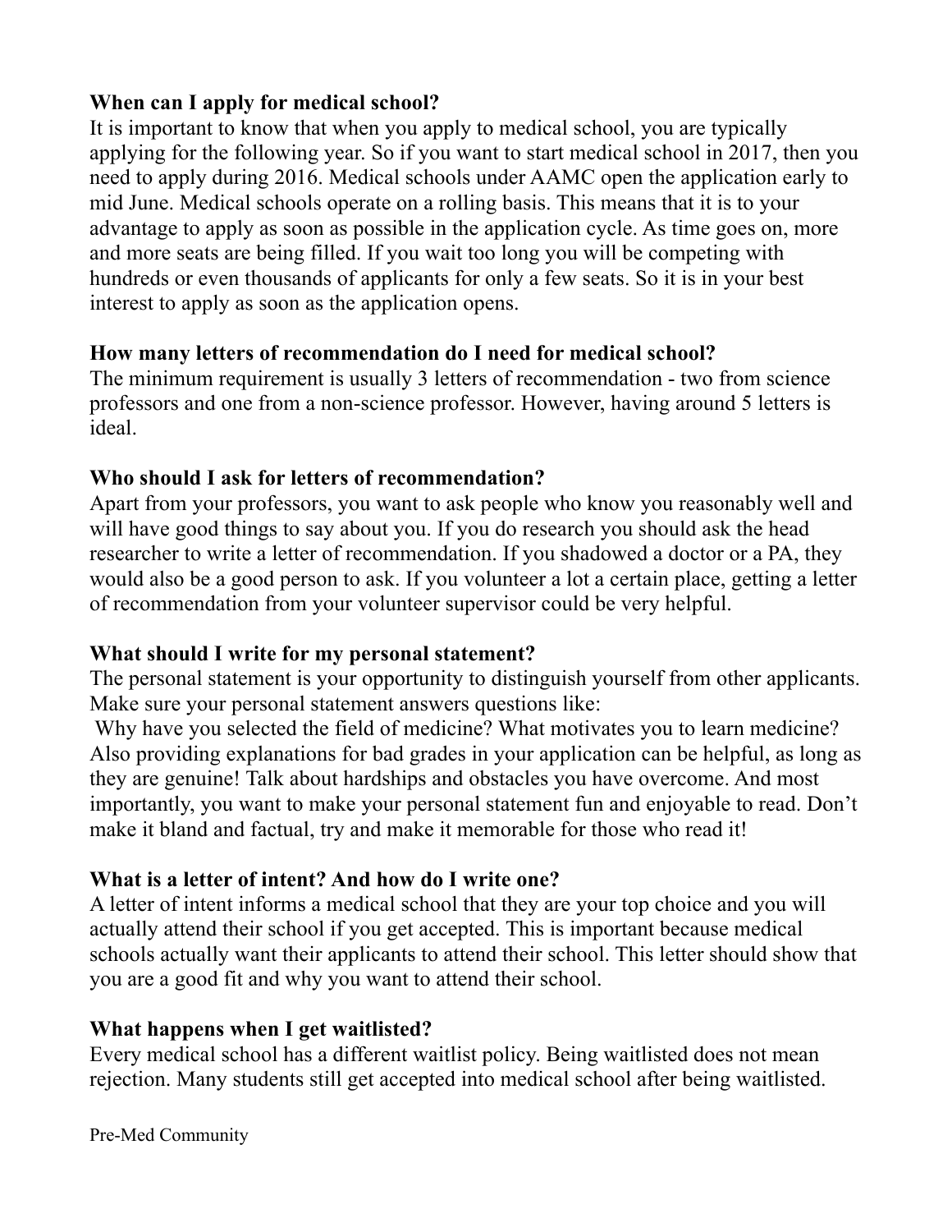**When can I apply for medical school?**

It is important to know that when you apply to medical school, you are typically applying for the following year. So if you want to start medical school in 2017, then you need to apply during 2016. Medical schools under AAMC open the application early to mid June. Medical schools operate on a rolling basis. This means that it is to your advantage to apply as soon as possible in the application cycle. As time goes on, more and more seats are being filled. If you wait too long you will be competing with hundreds or even thousands of applicants for only a few seats. So it is in your best interest to apply as soon as the application opens.

**How many letters of recommendation do I need for medical school?**

The minimum requirement is usually 3 letters of recommendation - two from science professors and one from a non-science professor. However, having around 5 letters is ideal.

**Who should I ask for letters of recommendation?**

Apart from your professors, you want to ask people who know you reasonably well and will have good things to say about you. If you do research you should ask the head researcher to write a letter of recommendation. If you shadowed a doctor or a PA, they would also be a good person to ask. If you volunteer a lot a certain place, getting a letter of recommendation from your volunteer supervisor could be very helpful.

**What should I write for my personal statement?**

The personal statement is your opportunity to distinguish yourself from other applicants. Make sure your personal statement answers questions like:

Why have you selected the field of medicine? What motivates you to learn medicine? Also providing explanations for bad grades in your application can be helpful, as long as they are genuine! Talk about hardships and obstacles you have overcome. And most importantly, you want to make your personal statement fun and enjoyable to read. Don't make it bland and factual, try and make it memorable for those who read it!

**What is a letter of intent? And how do I write one?**

A letter of intent informs a medical school that they are your top choice and you will actually attend their school if you get accepted. This is important because medical schools actually want their applicants to attend their school. This letter should show that you are a good fit and why you want to attend their school.

**What happens when I get waitlisted?**

Every medical school has a different waitlist policy. Being waitlisted does not mean rejection. Many students still get accepted into medical school after being waitlisted.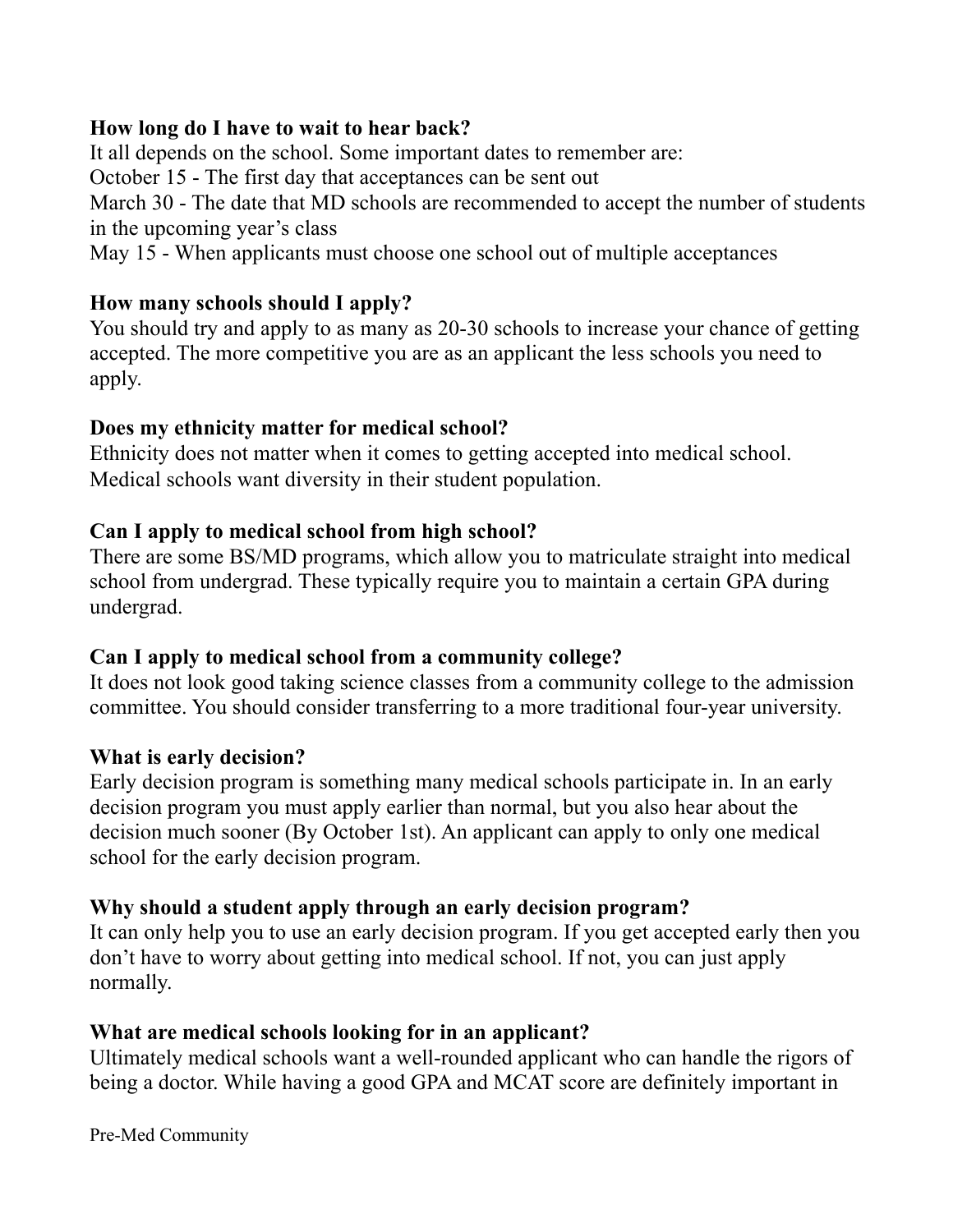**How long do I have to wait to hear back?**

It all depends on the school. Some important dates to remember are:
October 15 - The first day that acceptances can be sent out
March 30 - The date that MD schools are recommended to accept the number of students in the upcoming year's class
May 15 - When applicants must choose one school out of multiple acceptances

**How many schools should I apply?**

You should try and apply to as many as 20-30 schools to increase your chance of getting accepted. The more competitive you are as an applicant the less schools you need to apply.

**Does my ethnicity matter for medical school?**

Ethnicity does not matter when it comes to getting accepted into medical school. Medical schools want diversity in their student population.

**Can I apply to medical school from high school?**

There are some BS/MD programs, which allow you to matriculate straight into medical school from undergrad. These typically require you to maintain a certain GPA during undergrad.

**Can I apply to medical school from a community college?**

It does not look good taking science classes from a community college to the admission committee. You should consider transferring to a more traditional four-year university.

**What is early decision?**

Early decision program is something many medical schools participate in. In an early decision program you must apply earlier than normal, but you also hear about the decision much sooner (By October 1st). An applicant can apply to only one medical school for the early decision program.

**Why should a student apply through an early decision program?**

It can only help you to use an early decision program. If you get accepted early then you don't have to worry about getting into medical school. If not, you can just apply normally.

**What are medical schools looking for in an applicant?**

Ultimately medical schools want a well-rounded applicant who can handle the rigors of being a doctor. While having a good GPA and MCAT score are definitely important in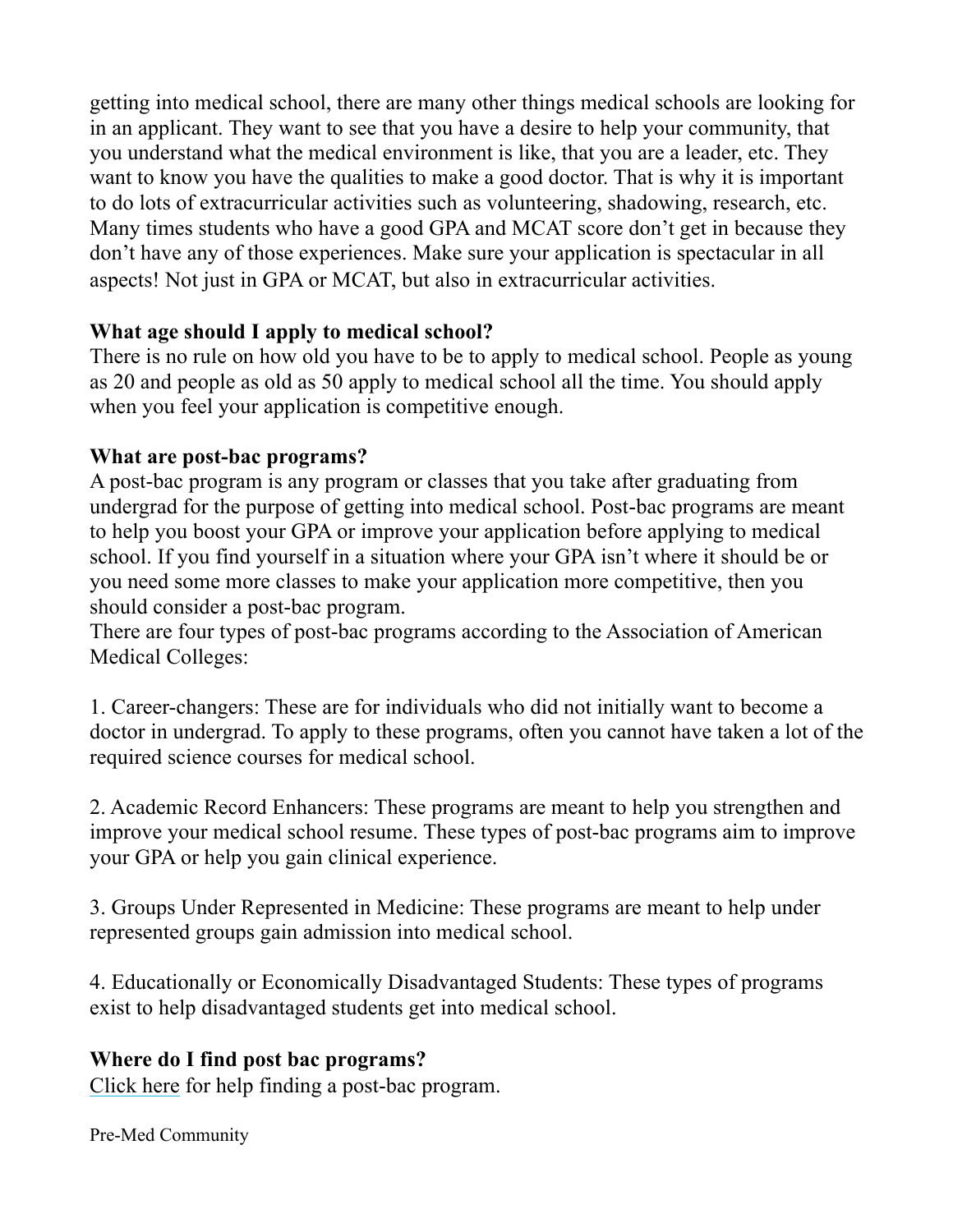getting into medical school, there are many other things medical schools are looking for in an applicant. They want to see that you have a desire to help your community, that you understand what the medical environment is like, that you are a leader, etc. They want to know you have the qualities to make a good doctor. That is why it is important to do lots of extracurricular activities such as volunteering, shadowing, research, etc. Many times students who have a good GPA and MCAT score don't get in because they don't have any of those experiences. Make sure your application is spectacular in all aspects! Not just in GPA or MCAT, but also in extracurricular activities.

**What age should I apply to medical school?**

There is no rule on how old you have to be to apply to medical school. People as young as 20 and people as old as 50 apply to medical school all the time. You should apply when you feel your application is competitive enough.

**What are post-bac programs?**

A post-bac program is any program or classes that you take after graduating from undergrad for the purpose of getting into medical school. Post-bac programs are meant to help you boost your GPA or improve your application before applying to medical school. If you find yourself in a situation where your GPA isn't where it should be or you need some more classes to make your application more competitive, then you should consider a post-bac program.

There are four types of post-bac programs according to the Association of American Medical Colleges:

1. Career-changers: These are for individuals who did not initially want to become a doctor in undergrad. To apply to these programs, often you cannot have taken a lot of the required science courses for medical school.

2. Academic Record Enhancers: These programs are meant to help you strengthen and improve your medical school resume. These types of post-bac programs aim to improve your GPA or help you gain clinical experience.

3. Groups Under Represented in Medicine: These programs are meant to help under represented groups gain admission into medical school.

4. Educationally or Economically Disadvantaged Students: These types of programs exist to help disadvantaged students get into medical school.

**Where do I find post bac programs?**

Click here for help finding a post-bac program.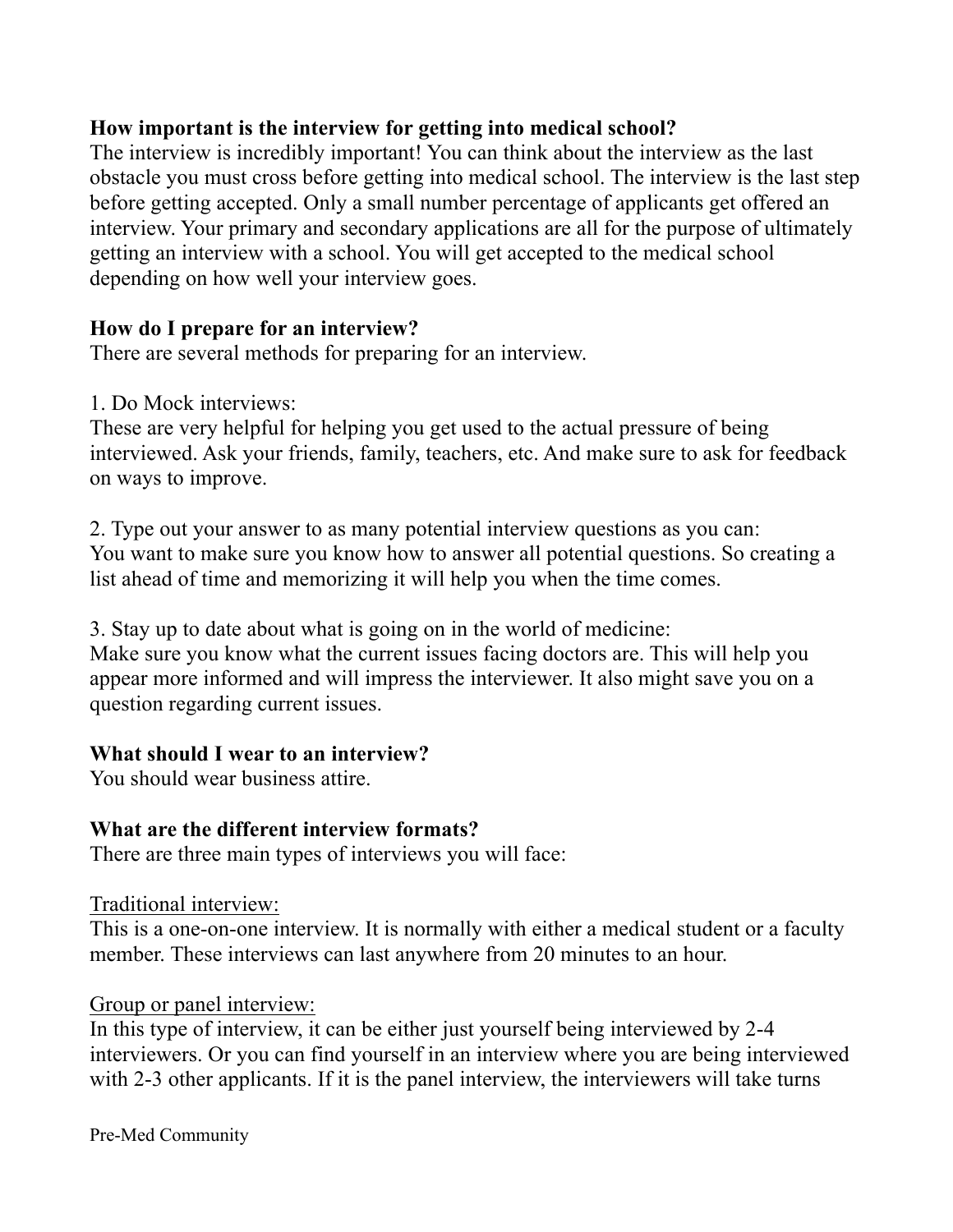**How important is the interview for getting into medical school?**
The interview is incredibly important! You can think about the interview as the last obstacle you must cross before getting into medical school. The interview is the last step before getting accepted. Only a small number percentage of applicants get offered an interview. Your primary and secondary applications are all for the purpose of ultimately getting an interview with a school. You will get accepted to the medical school depending on how well your interview goes.

**How do I prepare for an interview?**
There are several methods for preparing for an interview.

1. Do Mock interviews:
These are very helpful for helping you get used to the actual pressure of being interviewed. Ask your friends, family, teachers, etc. And make sure to ask for feedback on ways to improve.

2. Type out your answer to as many potential interview questions as you can:
You want to make sure you know how to answer all potential questions. So creating a list ahead of time and memorizing it will help you when the time comes.

3. Stay up to date about what is going on in the world of medicine:
Make sure you know what the current issues facing doctors are. This will help you appear more informed and will impress the interviewer. It also might save you on a question regarding current issues.

**What should I wear to an interview?**
You should wear business attire.

**What are the different interview formats?**
There are three main types of interviews you will face:

<u>Traditional interview:</u>
This is a one-on-one interview. It is normally with either a medical student or a faculty member. These interviews can last anywhere from 20 minutes to an hour.

<u>Group or panel interview:</u>
In this type of interview, it can be either just yourself being interviewed by 2-4 interviewers. Or you can find yourself in an interview where you are being interviewed with 2-3 other applicants. If it is the panel interview, the interviewers will take turns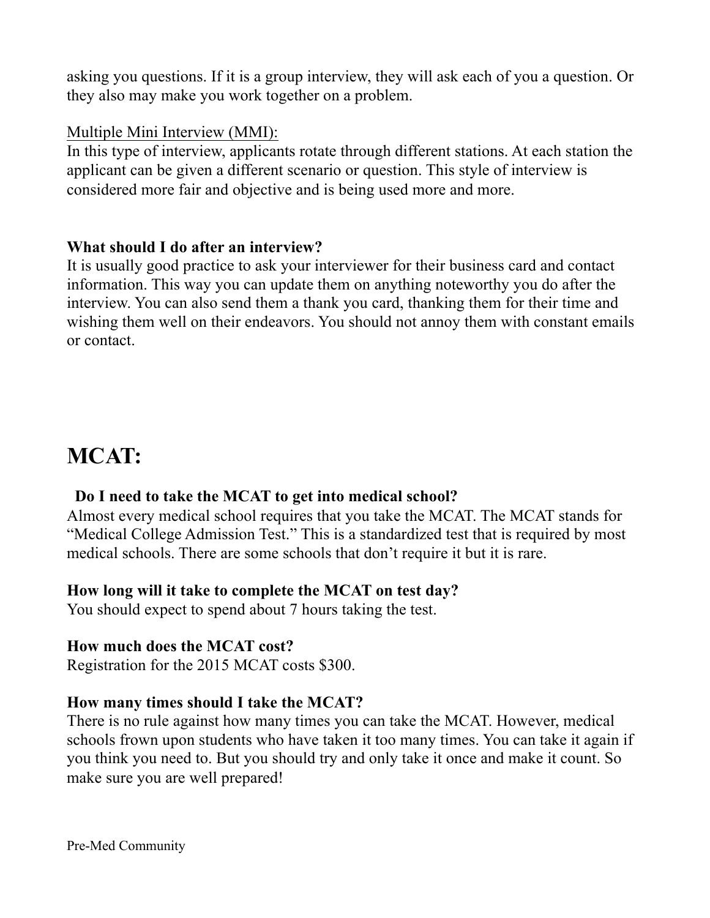asking you questions. If it is a group interview, they will ask each of you a question. Or they also may make you work together on a problem.

Multiple Mini Interview (MMI):

In this type of interview, applicants rotate through different stations. At each station the applicant can be given a different scenario or question. This style of interview is considered more fair and objective and is being used more and more.

**What should I do after an interview?**

It is usually good practice to ask your interviewer for their business card and contact information. This way you can update them on anything noteworthy you do after the interview. You can also send them a thank you card, thanking them for their time and wishing them well on their endeavors. You should not annoy them with constant emails or contact.

# MCAT:

**Do I need to take the MCAT to get into medical school?**

Almost every medical school requires that you take the MCAT. The MCAT stands for "Medical College Admission Test." This is a standardized test that is required by most medical schools. There are some schools that don't require it but it is rare.

**How long will it take to complete the MCAT on test day?**

You should expect to spend about 7 hours taking the test.

**How much does the MCAT cost?**

Registration for the 2015 MCAT costs $300.

**How many times should I take the MCAT?**

There is no rule against how many times you can take the MCAT. However, medical schools frown upon students who have taken it too many times. You can take it again if you think you need to. But you should try and only take it once and make it count. So make sure you are well prepared!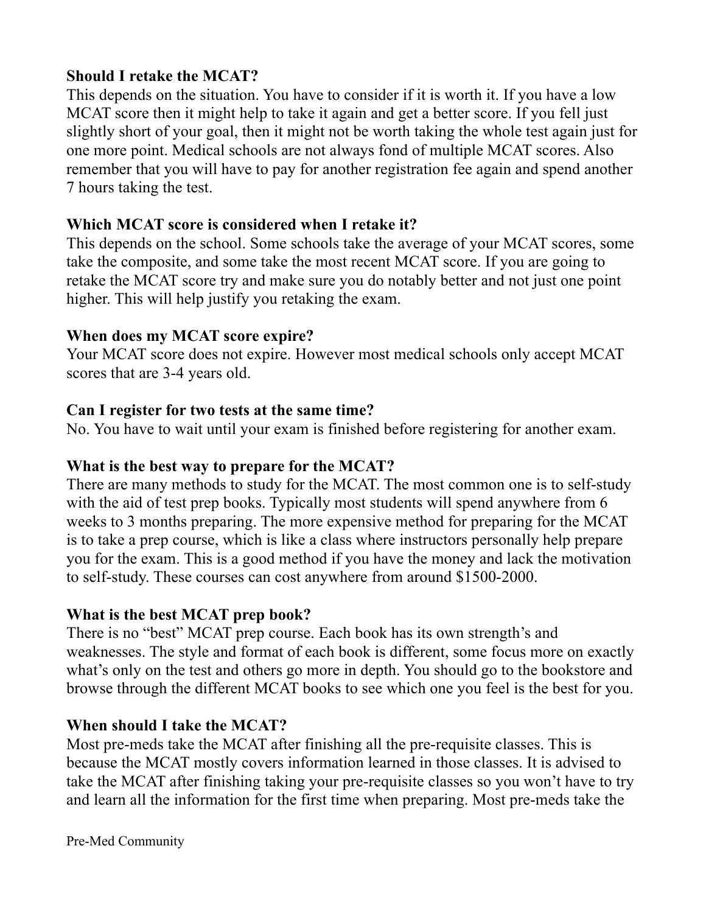**Should I retake the MCAT?**
This depends on the situation. You have to consider if it is worth it. If you have a low MCAT score then it might help to take it again and get a better score. If you fell just slightly short of your goal, then it might not be worth taking the whole test again just for one more point. Medical schools are not always fond of multiple MCAT scores. Also remember that you will have to pay for another registration fee again and spend another 7 hours taking the test.

**Which MCAT score is considered when I retake it?**
This depends on the school. Some schools take the average of your MCAT scores, some take the composite, and some take the most recent MCAT score. If you are going to retake the MCAT score try and make sure you do notably better and not just one point higher. This will help justify you retaking the exam.

**When does my MCAT score expire?**
Your MCAT score does not expire. However most medical schools only accept MCAT scores that are 3-4 years old.

**Can I register for two tests at the same time?**
No. You have to wait until your exam is finished before registering for another exam.

**What is the best way to prepare for the MCAT?**
There are many methods to study for the MCAT. The most common one is to self-study with the aid of test prep books. Typically most students will spend anywhere from 6 weeks to 3 months preparing. The more expensive method for preparing for the MCAT is to take a prep course, which is like a class where instructors personally help prepare you for the exam. This is a good method if you have the money and lack the motivation to self-study. These courses can cost anywhere from around $1500-2000.

**What is the best MCAT prep book?**
There is no "best" MCAT prep course. Each book has its own strength's and weaknesses. The style and format of each book is different, some focus more on exactly what's only on the test and others go more in depth. You should go to the bookstore and browse through the different MCAT books to see which one you feel is the best for you.

**When should I take the MCAT?**
Most pre-meds take the MCAT after finishing all the pre-requisite classes. This is because the MCAT mostly covers information learned in those classes. It is advised to take the MCAT after finishing taking your pre-requisite classes so you won't have to try and learn all the information for the first time when preparing. Most pre-meds take the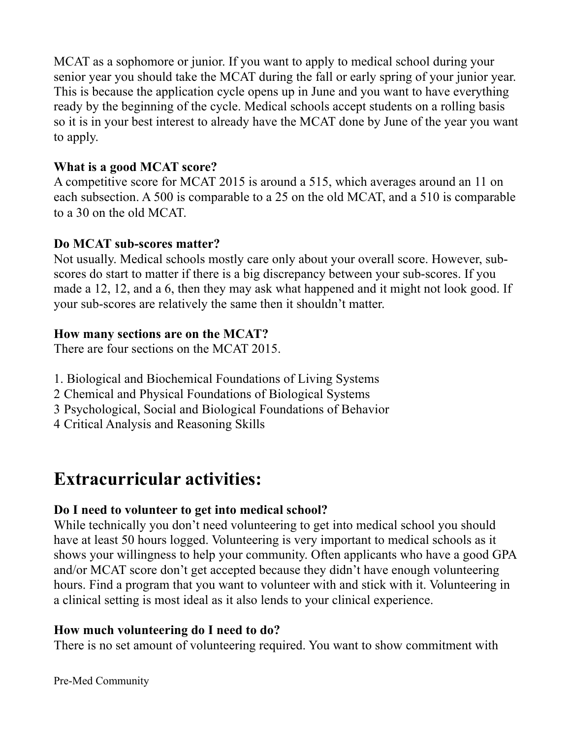MCAT as a sophomore or junior. If you want to apply to medical school during your senior year you should take the MCAT during the fall or early spring of your junior year. This is because the application cycle opens up in June and you want to have everything ready by the beginning of the cycle. Medical schools accept students on a rolling basis so it is in your best interest to already have the MCAT done by June of the year you want to apply.

**What is a good MCAT score?**
A competitive score for MCAT 2015 is around a 515, which averages around an 11 on each subsection. A 500 is comparable to a 25 on the old MCAT, and a 510 is comparable to a 30 on the old MCAT.

**Do MCAT sub-scores matter?**
Not usually. Medical schools mostly care only about your overall score. However, sub-scores do start to matter if there is a big discrepancy between your sub-scores. If you made a 12, 12, and a 6, then they may ask what happened and it might not look good. If your sub-scores are relatively the same then it shouldn't matter.

**How many sections are on the MCAT?**
There are four sections on the MCAT 2015.

1. Biological and Biochemical Foundations of Living Systems
2 Chemical and Physical Foundations of Biological Systems
3 Psychological, Social and Biological Foundations of Behavior
4 Critical Analysis and Reasoning Skills

# Extracurricular activities:

**Do I need to volunteer to get into medical school?**
While technically you don't need volunteering to get into medical school you should have at least 50 hours logged. Volunteering is very important to medical schools as it shows your willingness to help your community. Often applicants who have a good GPA and/or MCAT score don't get accepted because they didn't have enough volunteering hours. Find a program that you want to volunteer with and stick with it. Volunteering in a clinical setting is most ideal as it also lends to your clinical experience.

**How much volunteering do I need to do?**
There is no set amount of volunteering required. You want to show commitment with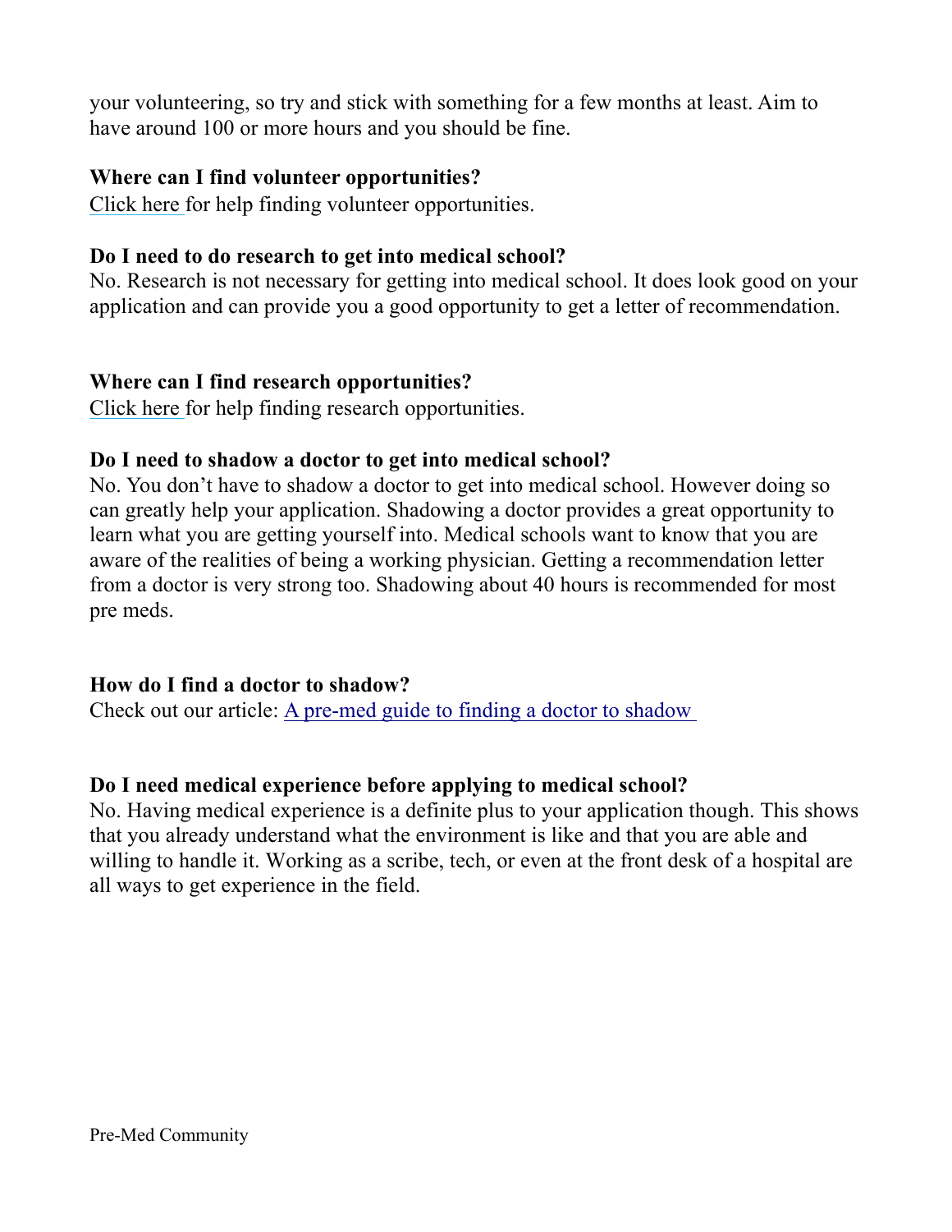your volunteering, so try and stick with something for a few months at least. Aim to have around 100 or more hours and you should be fine.

**Where can I find volunteer opportunities?**

Click here for help finding volunteer opportunities.

**Do I need to do research to get into medical school?**

No. Research is not necessary for getting into medical school. It does look good on your application and can provide you a good opportunity to get a letter of recommendation.

**Where can I find research opportunities?**

Click here for help finding research opportunities.

**Do I need to shadow a doctor to get into medical school?**

No. You don't have to shadow a doctor to get into medical school. However doing so can greatly help your application. Shadowing a doctor provides a great opportunity to learn what you are getting yourself into. Medical schools want to know that you are aware of the realities of being a working physician. Getting a recommendation letter from a doctor is very strong too. Shadowing about 40 hours is recommended for most pre meds.

**How do I find a doctor to shadow?**

Check out our article: A pre-med guide to finding a doctor to shadow

**Do I need medical experience before applying to medical school?**

No. Having medical experience is a definite plus to your application though. This shows that you already understand what the environment is like and that you are able and willing to handle it. Working as a scribe, tech, or even at the front desk of a hospital are all ways to get experience in the field.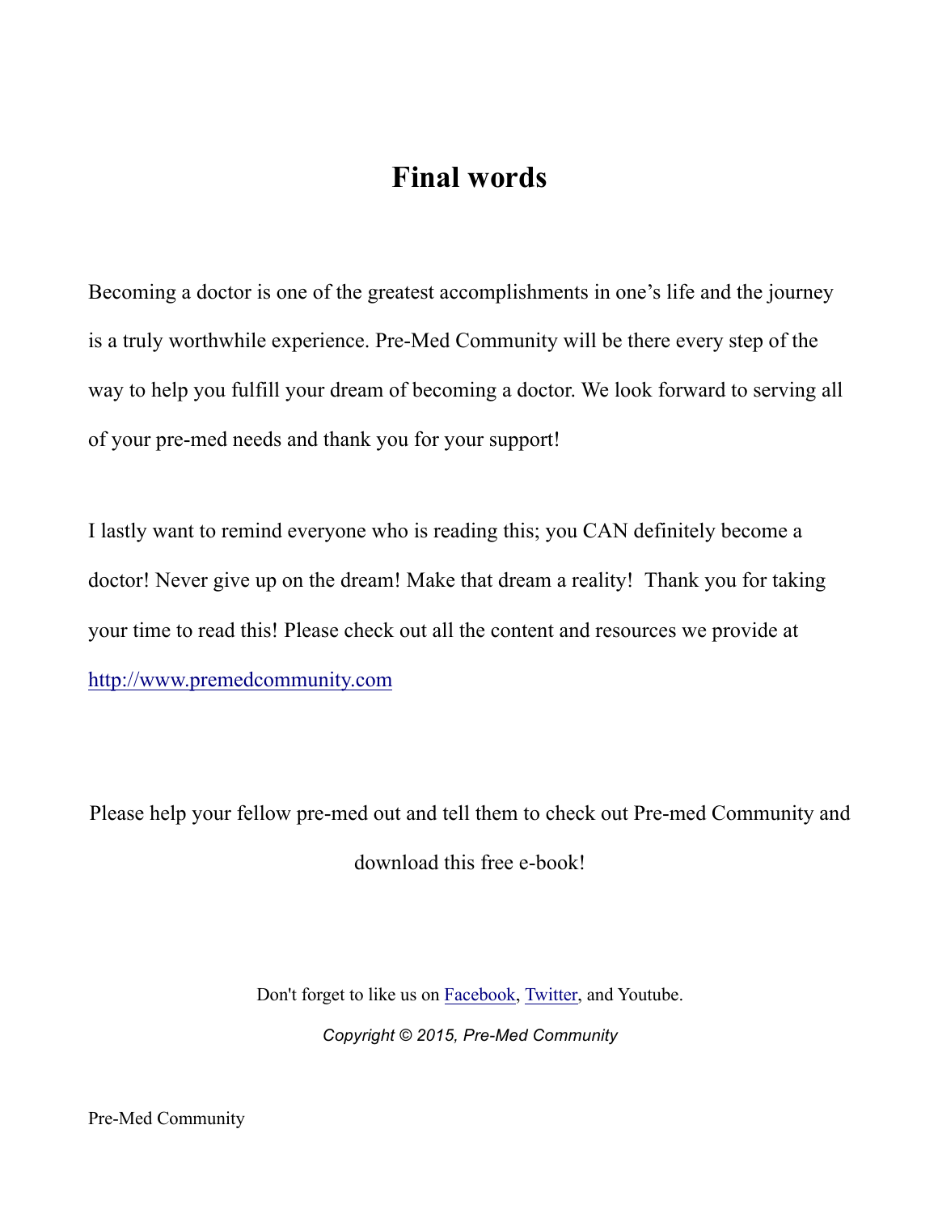# Final words

Becoming a doctor is one of the greatest accomplishments in one's life and the journey is a truly worthwhile experience. Pre-Med Community will be there every step of the way to help you fulfill your dream of becoming a doctor. We look forward to serving all of your pre-med needs and thank you for your support!

I lastly want to remind everyone who is reading this; you CAN definitely become a doctor! Never give up on the dream! Make that dream a reality! Thank you for taking your time to read this! Please check out all the content and resources we provide at http://www.premedcommunity.com

Please help your fellow pre-med out and tell them to check out Pre-med Community and download this free e-book!

Don't forget to like us on Facebook, Twitter, and Youtube.

*Copyright © 2015, Pre-Med Community*